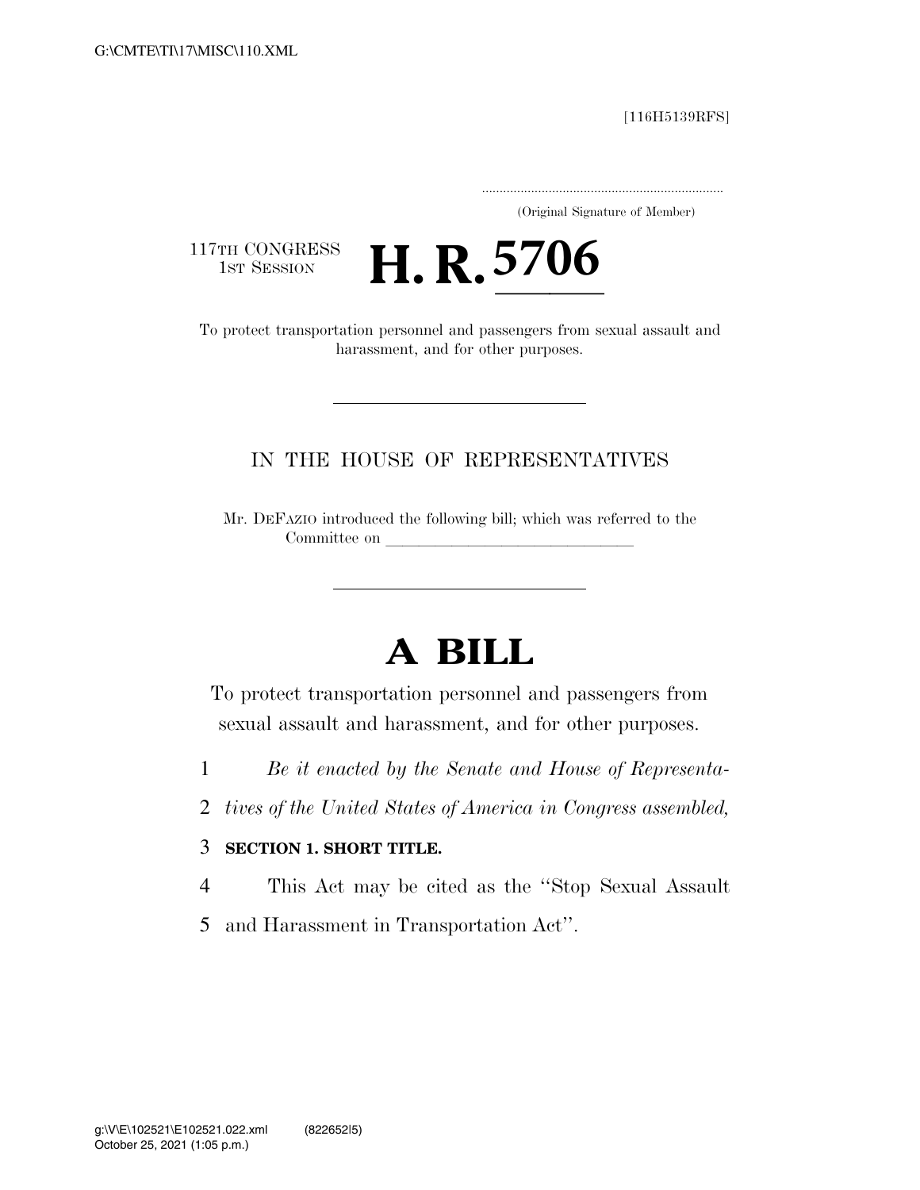[116H5139RFS]

.....................................................................
(Original Signature of Member)

117TH CONGRESS
1ST SESSION

# H. R. 5706

To protect transportation personnel and passengers from sexual assault and harassment, and for other purposes.

---

IN THE HOUSE OF REPRESENTATIVES

Mr. DEFAZIO introduced the following bill; which was referred to the Committee on ______________________________

---

# A BILL

To protect transportation personnel and passengers from sexual assault and harassment, and for other purposes.

1 *Be it enacted by the Senate and House of Representa-*
2 *tives of the United States of America in Congress assembled,*

3 **SECTION 1. SHORT TITLE.**

4 This Act may be cited as the ''Stop Sexual Assault
5 and Harassment in Transportation Act''.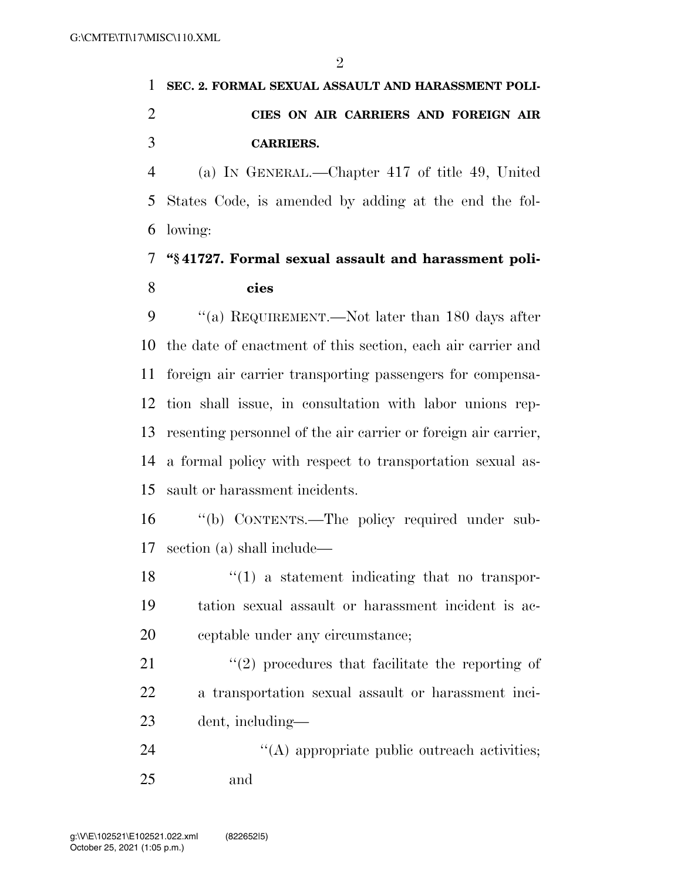**SEC. 2. FORMAL SEXUAL ASSAULT AND HARASSMENT POLICIES ON AIR CARRIERS AND FOREIGN AIR CARRIERS.**

(a) IN GENERAL.—Chapter 417 of title 49, United States Code, is amended by adding at the end the following:

**"§ 41727. Formal sexual assault and harassment policies**

"(a) REQUIREMENT.—Not later than 180 days after the date of enactment of this section, each air carrier and foreign air carrier transporting passengers for compensation shall issue, in consultation with labor unions representing personnel of the air carrier or foreign air carrier, a formal policy with respect to transportation sexual assault or harassment incidents.

"(b) CONTENTS.—The policy required under subsection (a) shall include—

"(1) a statement indicating that no transportation sexual assault or harassment incident is acceptable under any circumstance;

"(2) procedures that facilitate the reporting of a transportation sexual assault or harassment incident, including—

"(A) appropriate public outreach activities; and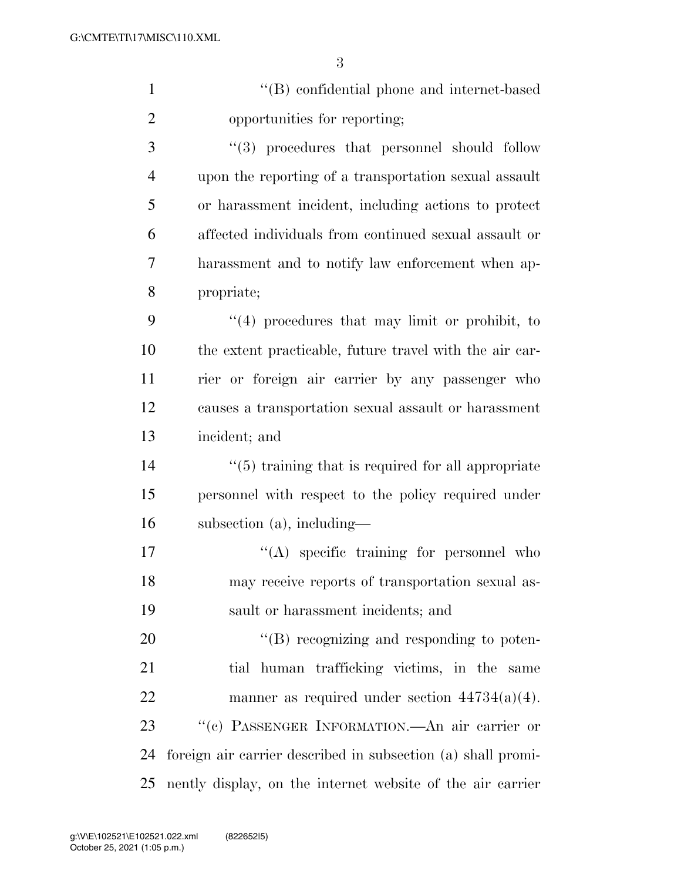''(B) confidential phone and internet-based opportunities for reporting;

''(3) procedures that personnel should follow upon the reporting of a transportation sexual assault or harassment incident, including actions to protect affected individuals from continued sexual assault or harassment and to notify law enforcement when appropriate;

''(4) procedures that may limit or prohibit, to the extent practicable, future travel with the air carrier or foreign air carrier by any passenger who causes a transportation sexual assault or harassment incident; and

''(5) training that is required for all appropriate personnel with respect to the policy required under subsection (a), including—

''(A) specific training for personnel who may receive reports of transportation sexual assault or harassment incidents; and

''(B) recognizing and responding to potential human trafficking victims, in the same manner as required under section 44734(a)(4).

''(c) PASSENGER INFORMATION.—An air carrier or foreign air carrier described in subsection (a) shall prominently display, on the internet website of the air carrier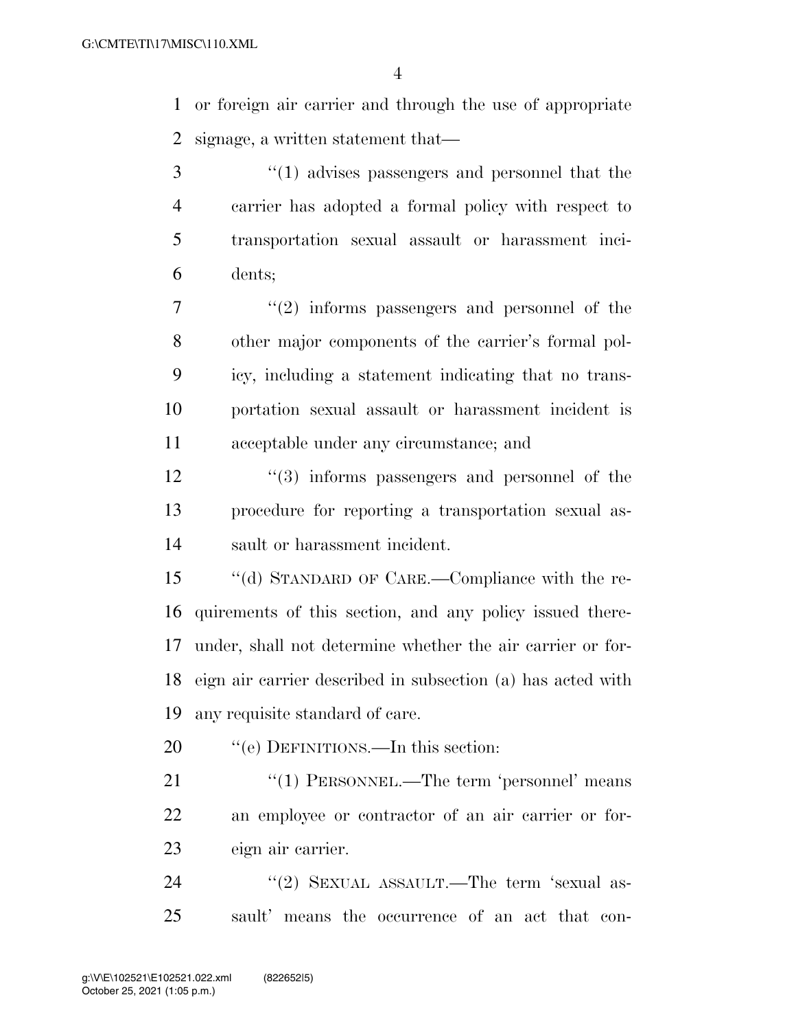or foreign air carrier and through the use of appropriate signage, a written statement that—

''(1) advises passengers and personnel that the carrier has adopted a formal policy with respect to transportation sexual assault or harassment incidents;

''(2) informs passengers and personnel of the other major components of the carrier's formal policy, including a statement indicating that no transportation sexual assault or harassment incident is acceptable under any circumstance; and

''(3) informs passengers and personnel of the procedure for reporting a transportation sexual assault or harassment incident.

''(d) STANDARD OF CARE.—Compliance with the requirements of this section, and any policy issued thereunder, shall not determine whether the air carrier or foreign air carrier described in subsection (a) has acted with any requisite standard of care.

''(e) DEFINITIONS.—In this section:

''(1) PERSONNEL.—The term 'personnel' means an employee or contractor of an air carrier or foreign air carrier.

''(2) SEXUAL ASSAULT.—The term 'sexual assault' means the occurrence of an act that con-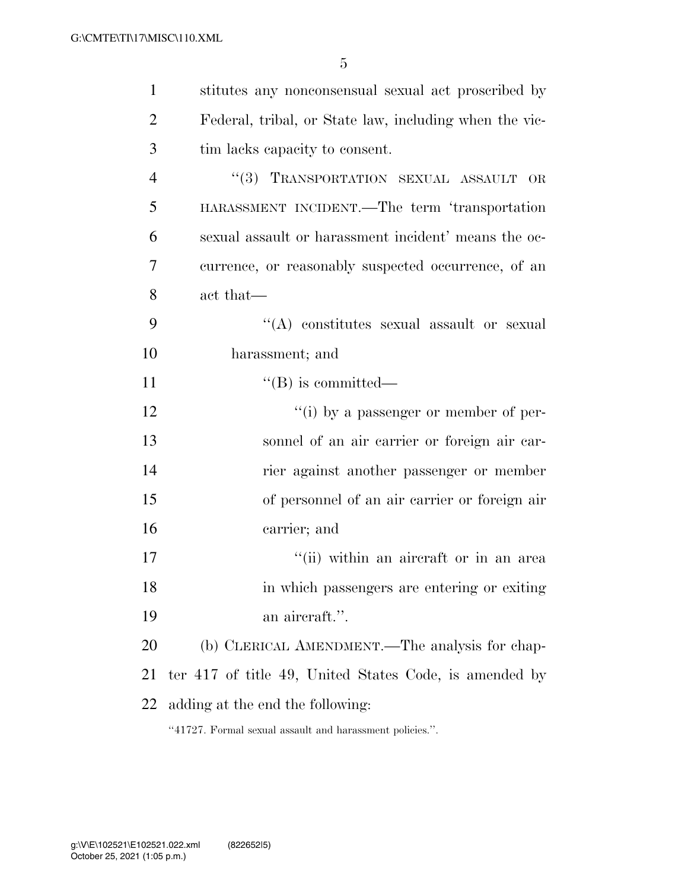stitutes any nonconsensual sexual act proscribed by Federal, tribal, or State law, including when the victim lacks capacity to consent.

"(3) TRANSPORTATION SEXUAL ASSAULT OR HARASSMENT INCIDENT.—The term 'transportation sexual assault or harassment incident' means the occurrence, or reasonably suspected occurrence, of an act that—

"(A) constitutes sexual assault or sexual harassment; and

"(B) is committed—

"(i) by a passenger or member of personnel of an air carrier or foreign air carrier against another passenger or member of personnel of an air carrier or foreign air carrier; and

"(ii) within an aircraft or in an area in which passengers are entering or exiting an aircraft.".

(b) CLERICAL AMENDMENT.—The analysis for chapter 417 of title 49, United States Code, is amended by adding at the end the following:

"41727. Formal sexual assault and harassment policies.".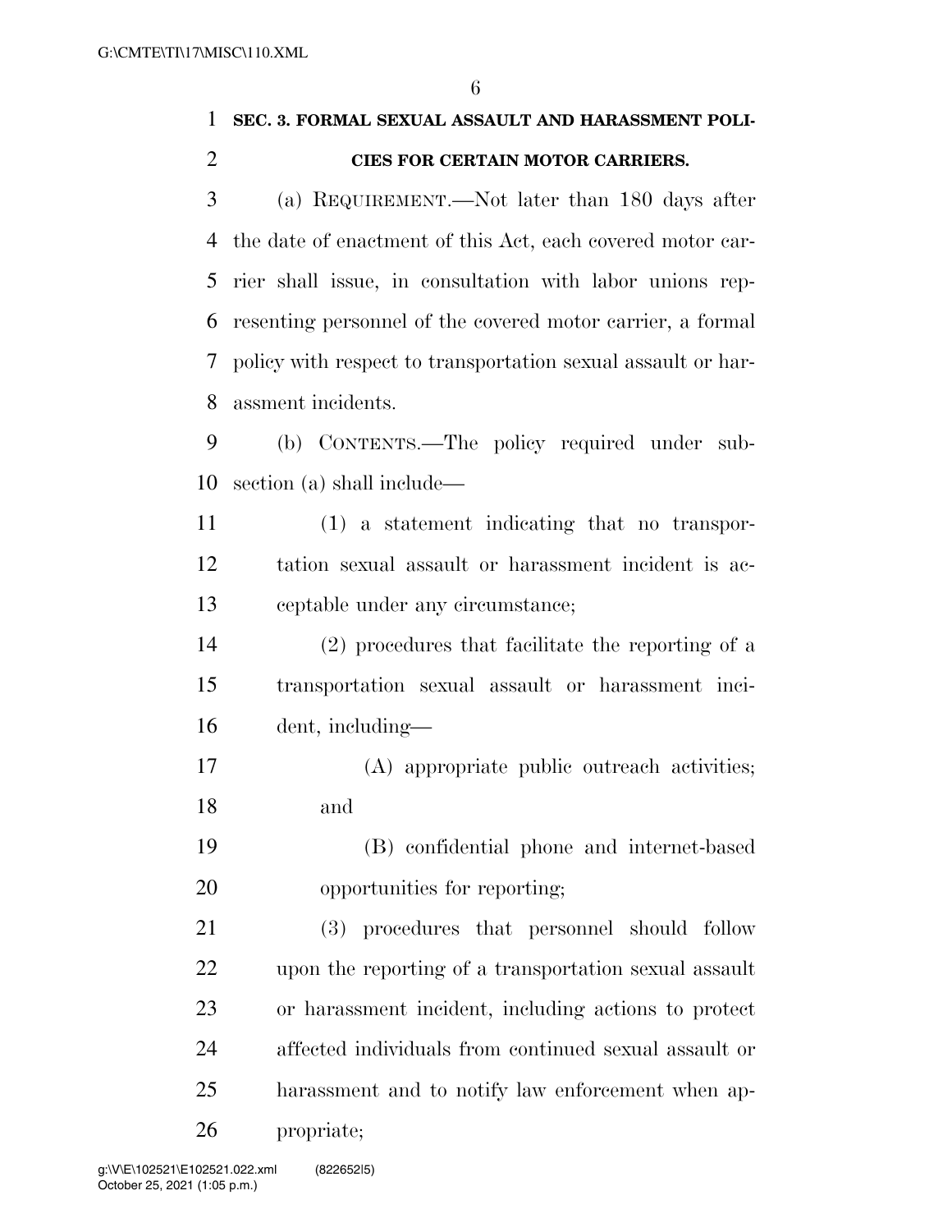**SEC. 3. FORMAL SEXUAL ASSAULT AND HARASSMENT POLICIES FOR CERTAIN MOTOR CARRIERS.**

(a) REQUIREMENT.—Not later than 180 days after the date of enactment of this Act, each covered motor carrier shall issue, in consultation with labor unions representing personnel of the covered motor carrier, a formal policy with respect to transportation sexual assault or harassment incidents.

(b) CONTENTS.—The policy required under subsection (a) shall include—

(1) a statement indicating that no transportation sexual assault or harassment incident is acceptable under any circumstance;

(2) procedures that facilitate the reporting of a transportation sexual assault or harassment incident, including—

(A) appropriate public outreach activities; and

(B) confidential phone and internet-based opportunities for reporting;

(3) procedures that personnel should follow upon the reporting of a transportation sexual assault or harassment incident, including actions to protect affected individuals from continued sexual assault or harassment and to notify law enforcement when appropriate;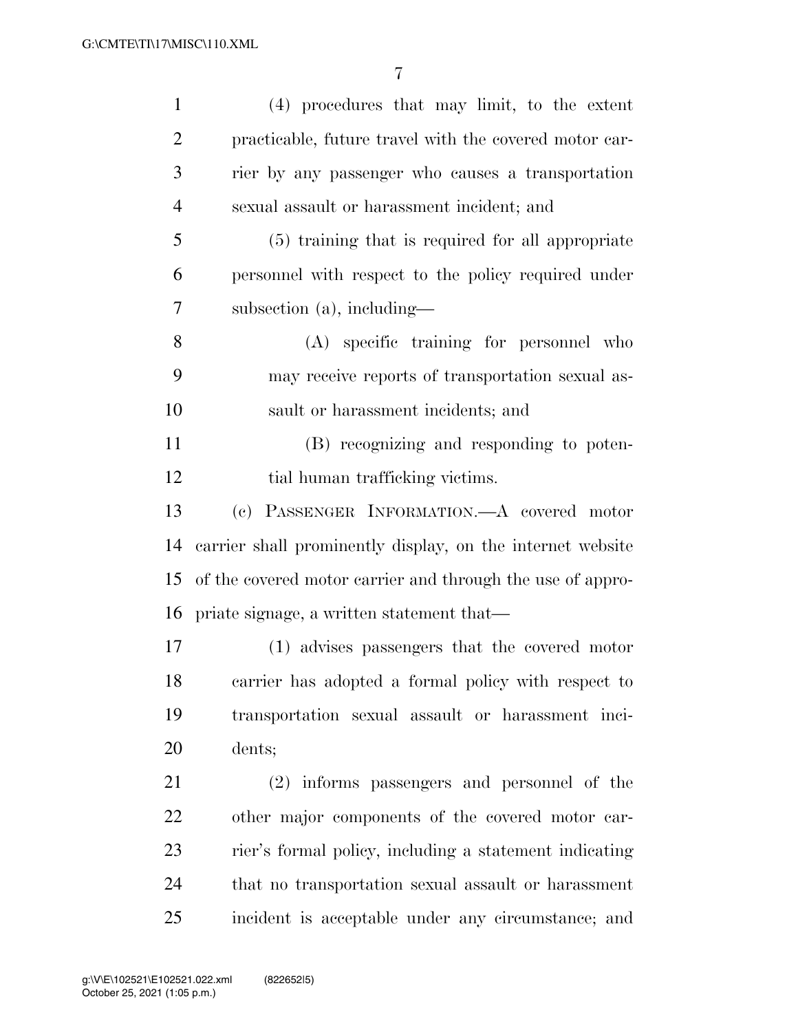(4) procedures that may limit, to the extent practicable, future travel with the covered motor carrier by any passenger who causes a transportation sexual assault or harassment incident; and

(5) training that is required for all appropriate personnel with respect to the policy required under subsection (a), including—

(A) specific training for personnel who may receive reports of transportation sexual assault or harassment incidents; and

(B) recognizing and responding to potential human trafficking victims.

(c) PASSENGER INFORMATION.—A covered motor carrier shall prominently display, on the internet website of the covered motor carrier and through the use of appropriate signage, a written statement that—

(1) advises passengers that the covered motor carrier has adopted a formal policy with respect to transportation sexual assault or harassment incidents;

(2) informs passengers and personnel of the other major components of the covered motor carrier's formal policy, including a statement indicating that no transportation sexual assault or harassment incident is acceptable under any circumstance; and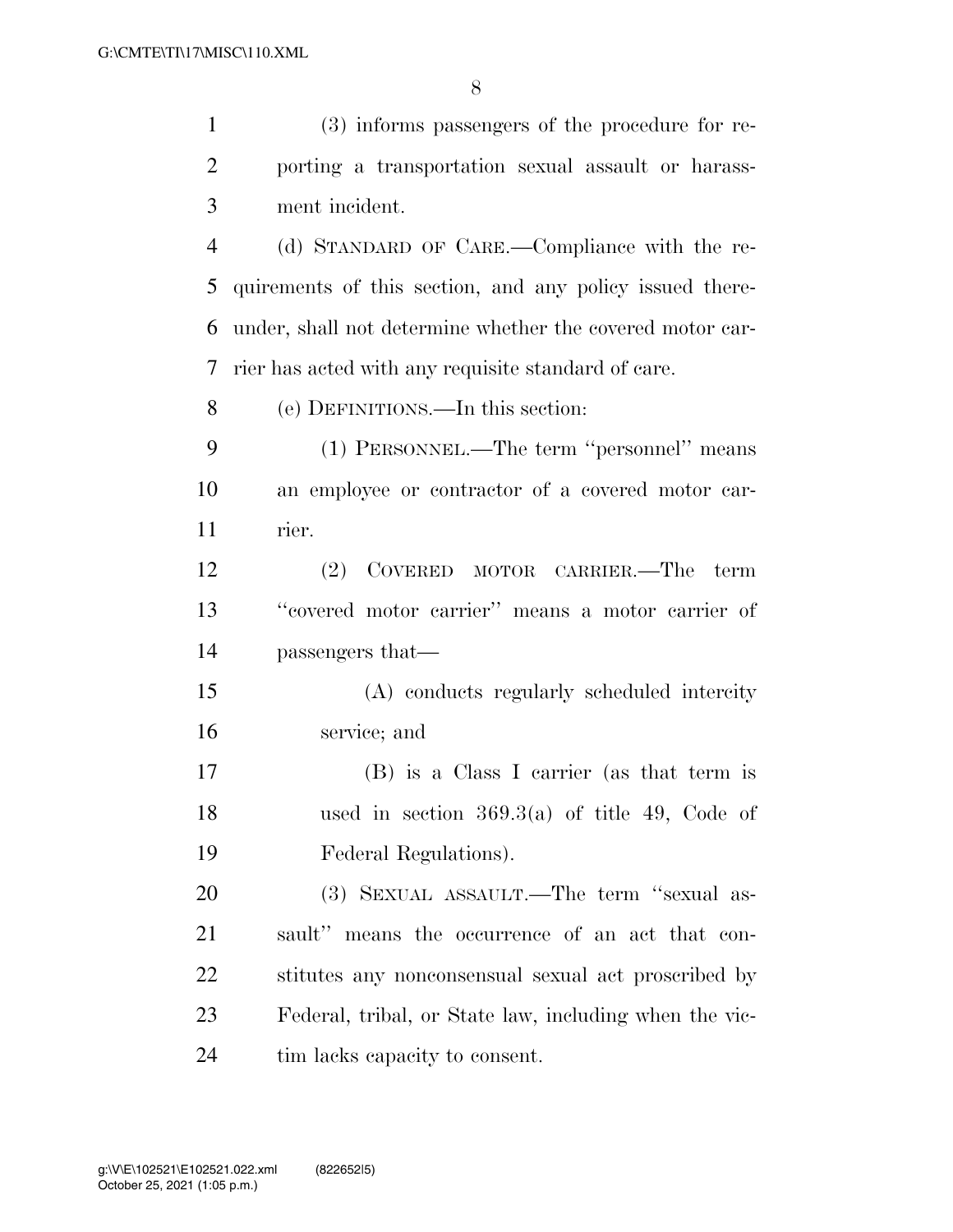(3) informs passengers of the procedure for reporting a transportation sexual assault or harassment incident.

(d) STANDARD OF CARE.—Compliance with the requirements of this section, and any policy issued thereunder, shall not determine whether the covered motor carrier has acted with any requisite standard of care.

(e) DEFINITIONS.—In this section:

(1) PERSONNEL.—The term ''personnel'' means an employee or contractor of a covered motor carrier.

(2) COVERED MOTOR CARRIER.—The term ''covered motor carrier'' means a motor carrier of passengers that—

(A) conducts regularly scheduled intercity service; and

(B) is a Class I carrier (as that term is used in section 369.3(a) of title 49, Code of Federal Regulations).

(3) SEXUAL ASSAULT.—The term ''sexual assault'' means the occurrence of an act that constitutes any nonconsensual sexual act proscribed by Federal, tribal, or State law, including when the victim lacks capacity to consent.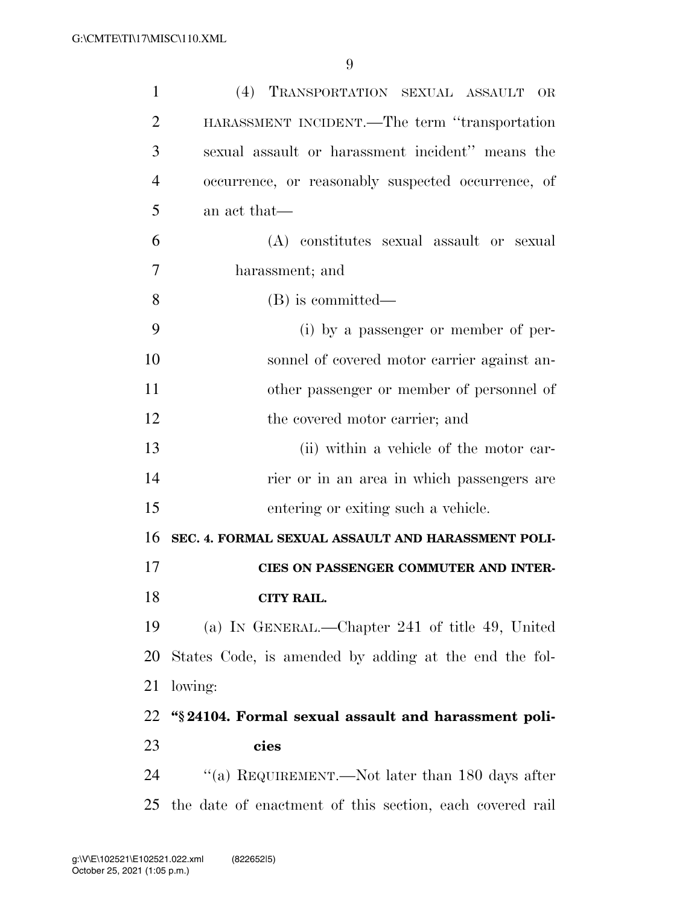(4) TRANSPORTATION SEXUAL ASSAULT OR HARASSMENT INCIDENT.—The term ''transportation sexual assault or harassment incident'' means the occurrence, or reasonably suspected occurrence, of an act that—

(A) constitutes sexual assault or sexual harassment; and

(B) is committed—

(i) by a passenger or member of personnel of covered motor carrier against another passenger or member of personnel of the covered motor carrier; and

(ii) within a vehicle of the motor carrier or in an area in which passengers are entering or exiting such a vehicle.

**SEC. 4. FORMAL SEXUAL ASSAULT AND HARASSMENT POLICIES ON PASSENGER COMMUTER AND INTERCITY RAIL.**

(a) IN GENERAL.—Chapter 241 of title 49, United States Code, is amended by adding at the end the following:

**''§ 24104. Formal sexual assault and harassment policies**

''(a) REQUIREMENT.—Not later than 180 days after the date of enactment of this section, each covered rail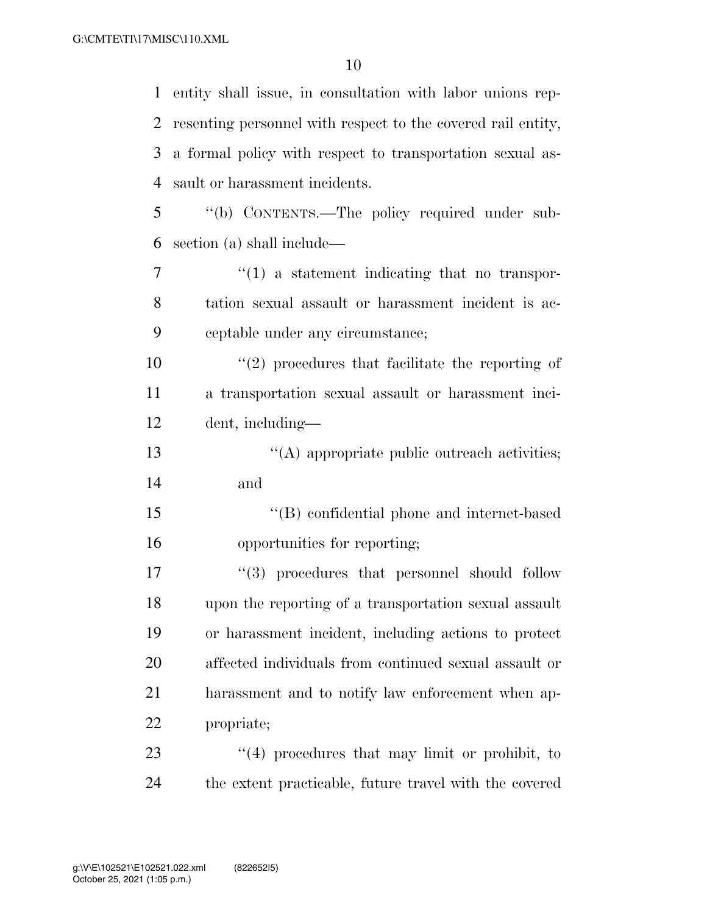entity shall issue, in consultation with labor unions representing personnel with respect to the covered rail entity, a formal policy with respect to transportation sexual assault or harassment incidents.

"(b) CONTENTS.—The policy required under subsection (a) shall include—

"(1) a statement indicating that no transportation sexual assault or harassment incident is acceptable under any circumstance;

"(2) procedures that facilitate the reporting of a transportation sexual assault or harassment incident, including—

"(A) appropriate public outreach activities; and

"(B) confidential phone and internet-based opportunities for reporting;

"(3) procedures that personnel should follow upon the reporting of a transportation sexual assault or harassment incident, including actions to protect affected individuals from continued sexual assault or harassment and to notify law enforcement when appropriate;

"(4) procedures that may limit or prohibit, to the extent practicable, future travel with the covered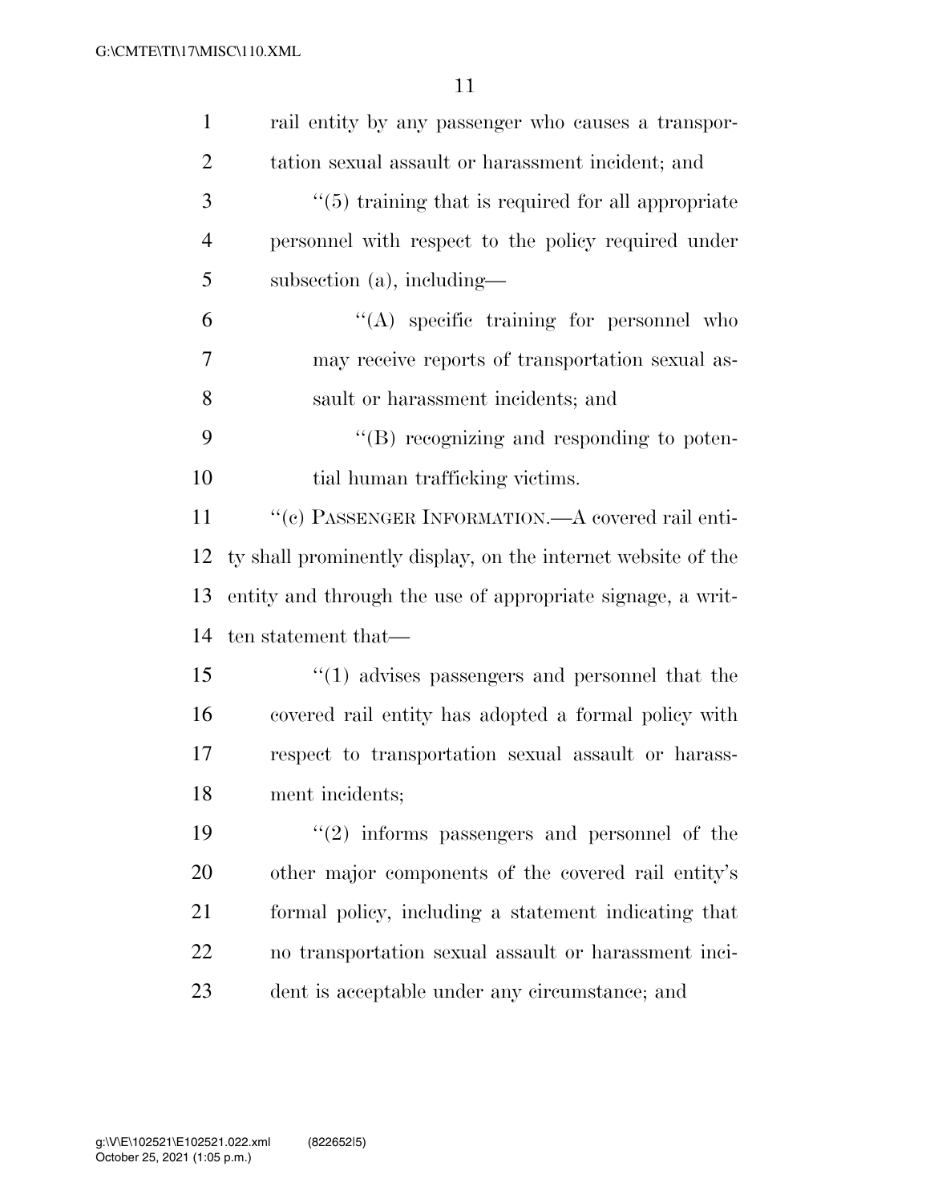rail entity by any passenger who causes a transportation sexual assault or harassment incident; and

"(5) training that is required for all appropriate personnel with respect to the policy required under subsection (a), including—

"(A) specific training for personnel who may receive reports of transportation sexual assault or harassment incidents; and

"(B) recognizing and responding to potential human trafficking victims.

"(c) PASSENGER INFORMATION.—A covered rail entity shall prominently display, on the internet website of the entity and through the use of appropriate signage, a written statement that—

"(1) advises passengers and personnel that the covered rail entity has adopted a formal policy with respect to transportation sexual assault or harassment incidents;

"(2) informs passengers and personnel of the other major components of the covered rail entity's formal policy, including a statement indicating that no transportation sexual assault or harassment incident is acceptable under any circumstance; and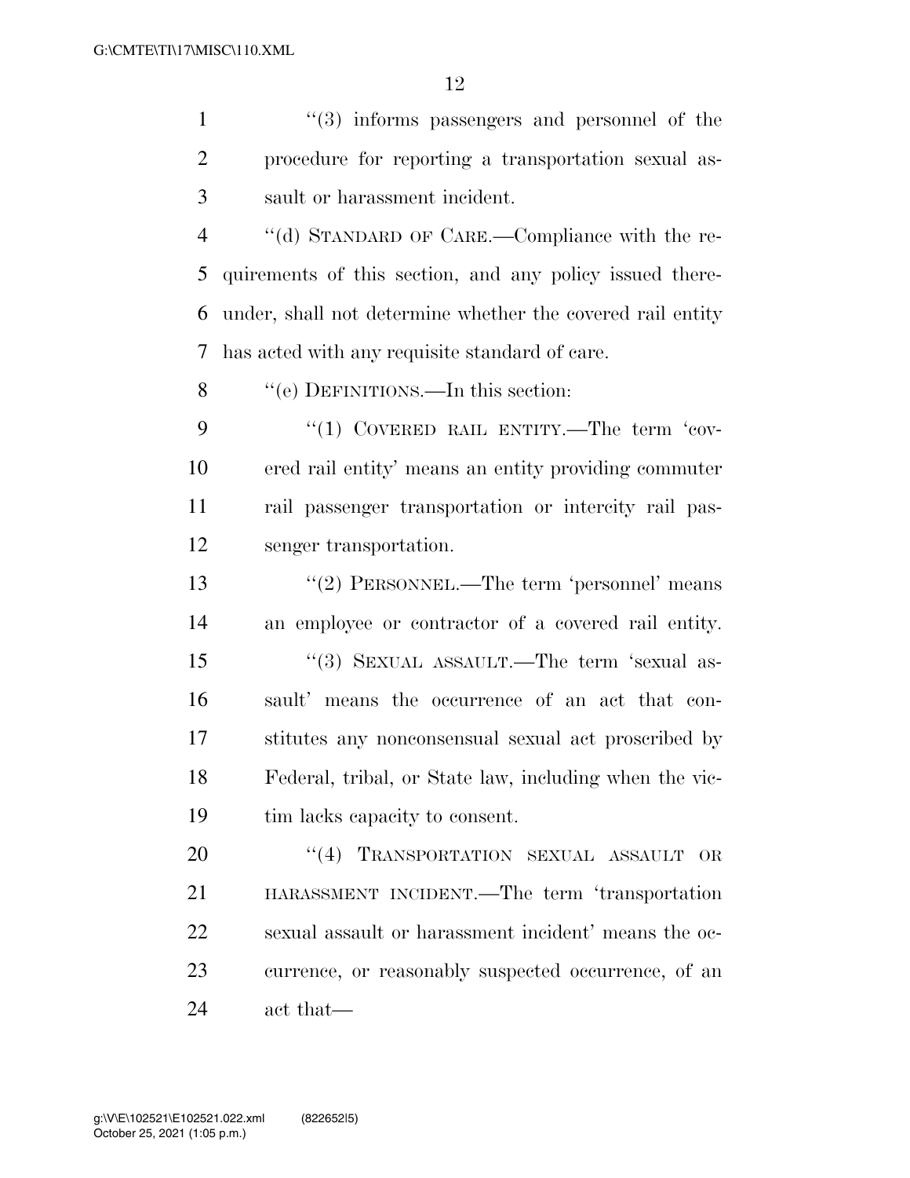''(3) informs passengers and personnel of the procedure for reporting a transportation sexual assault or harassment incident.

''(d) STANDARD OF CARE.—Compliance with the requirements of this section, and any policy issued thereunder, shall not determine whether the covered rail entity has acted with any requisite standard of care.

''(e) DEFINITIONS.—In this section:

''(1) COVERED RAIL ENTITY.—The term 'covered rail entity' means an entity providing commuter rail passenger transportation or intercity rail passenger transportation.

''(2) PERSONNEL.—The term 'personnel' means an employee or contractor of a covered rail entity.

''(3) SEXUAL ASSAULT.—The term 'sexual assault' means the occurrence of an act that constitutes any nonconsensual sexual act proscribed by Federal, tribal, or State law, including when the victim lacks capacity to consent.

''(4) TRANSPORTATION SEXUAL ASSAULT OR HARASSMENT INCIDENT.—The term 'transportation sexual assault or harassment incident' means the occurrence, or reasonably suspected occurrence, of an act that—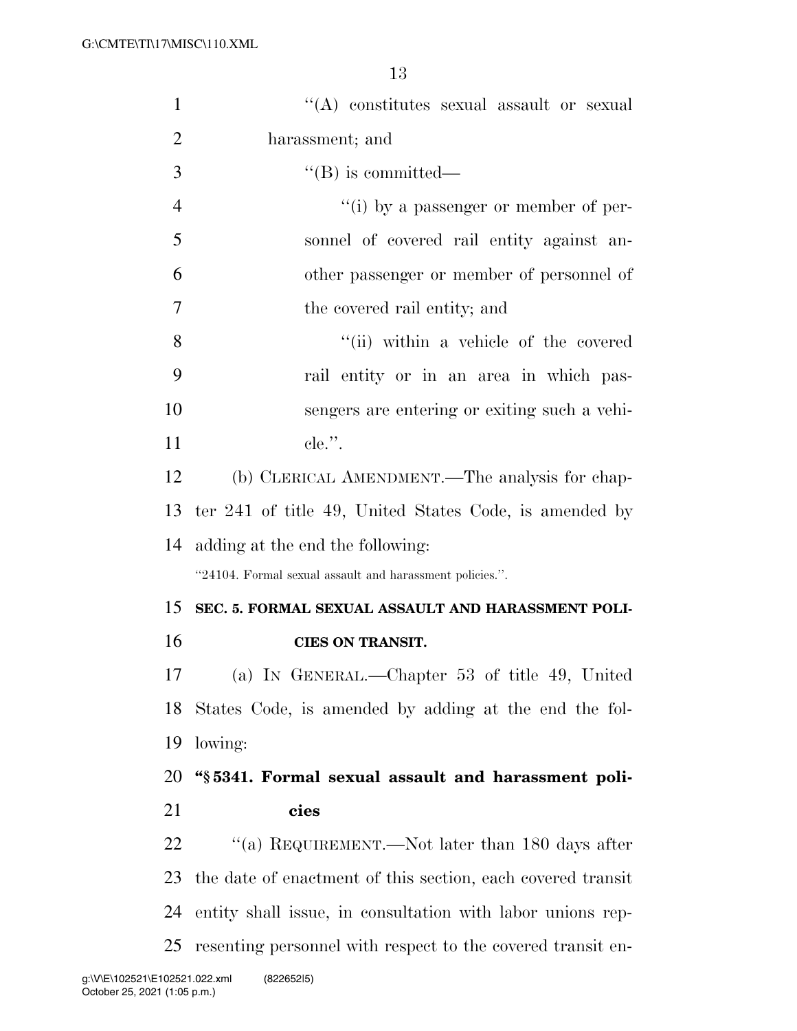''(A) constitutes sexual assault or sexual harassment; and

''(B) is committed—

''(i) by a passenger or member of personnel of covered rail entity against another passenger or member of personnel of the covered rail entity; and

''(ii) within a vehicle of the covered rail entity or in an area in which passengers are entering or exiting such a vehicle.''.

(b) CLERICAL AMENDMENT.—The analysis for chapter 241 of title 49, United States Code, is amended by adding at the end the following:

''24104. Formal sexual assault and harassment policies.''.

**SEC. 5. FORMAL SEXUAL ASSAULT AND HARASSMENT POLICIES ON TRANSIT.**

(a) IN GENERAL.—Chapter 53 of title 49, United States Code, is amended by adding at the end the following:

**''§ 5341. Formal sexual assault and harassment policies**

''(a) REQUIREMENT.—Not later than 180 days after the date of enactment of this section, each covered transit entity shall issue, in consultation with labor unions representing personnel with respect to the covered transit en-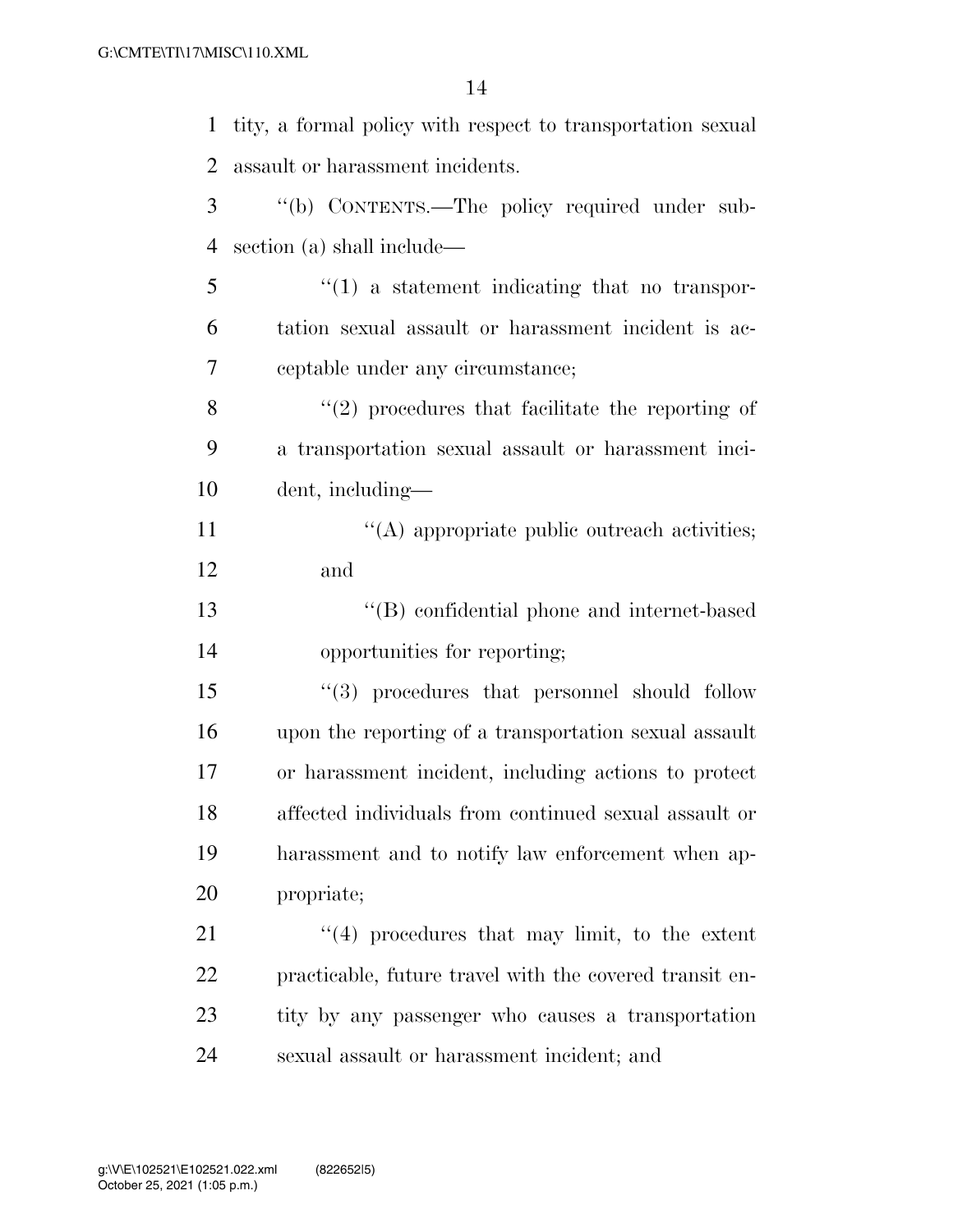tity, a formal policy with respect to transportation sexual assault or harassment incidents.

"(b) CONTENTS.—The policy required under subsection (a) shall include—

"(1) a statement indicating that no transportation sexual assault or harassment incident is acceptable under any circumstance;

"(2) procedures that facilitate the reporting of a transportation sexual assault or harassment incident, including—

"(A) appropriate public outreach activities; and

"(B) confidential phone and internet-based opportunities for reporting;

"(3) procedures that personnel should follow upon the reporting of a transportation sexual assault or harassment incident, including actions to protect affected individuals from continued sexual assault or harassment and to notify law enforcement when appropriate;

"(4) procedures that may limit, to the extent practicable, future travel with the covered transit entity by any passenger who causes a transportation sexual assault or harassment incident; and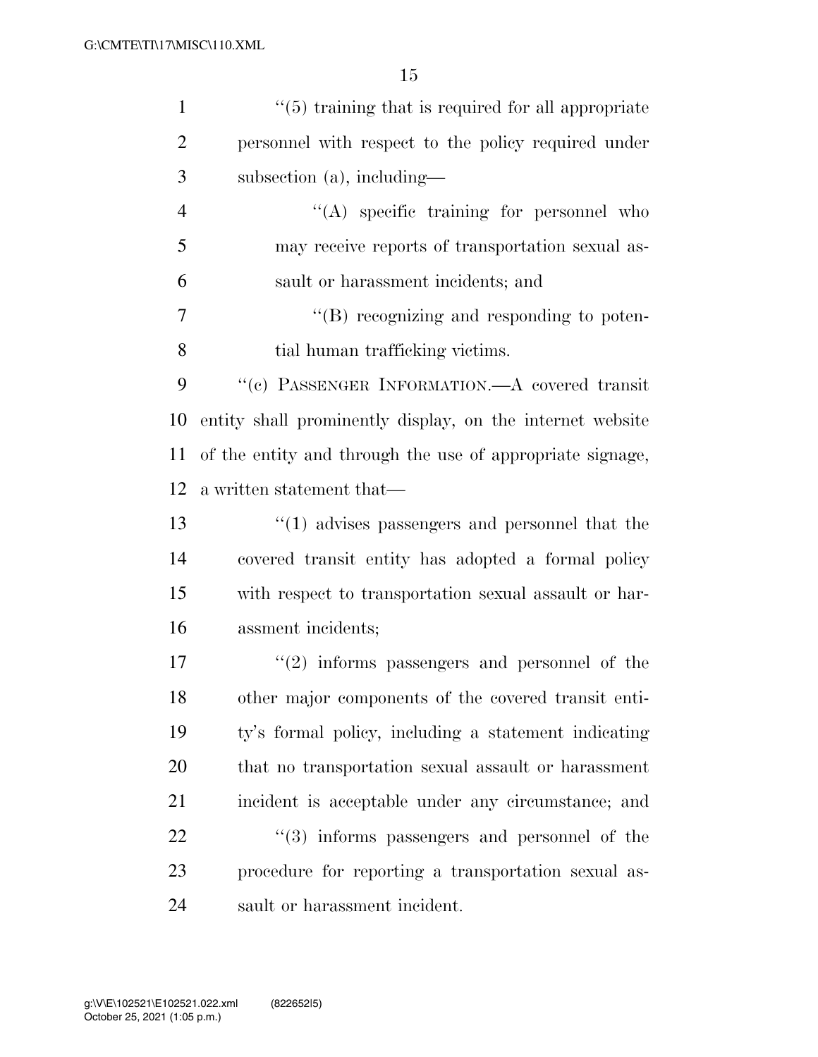"(5) training that is required for all appropriate personnel with respect to the policy required under subsection (a), including—

"(A) specific training for personnel who may receive reports of transportation sexual assault or harassment incidents; and

"(B) recognizing and responding to potential human trafficking victims.

"(c) PASSENGER INFORMATION.—A covered transit entity shall prominently display, on the internet website of the entity and through the use of appropriate signage, a written statement that—

"(1) advises passengers and personnel that the covered transit entity has adopted a formal policy with respect to transportation sexual assault or harassment incidents;

"(2) informs passengers and personnel of the other major components of the covered transit entity's formal policy, including a statement indicating that no transportation sexual assault or harassment incident is acceptable under any circumstance; and

"(3) informs passengers and personnel of the procedure for reporting a transportation sexual assault or harassment incident.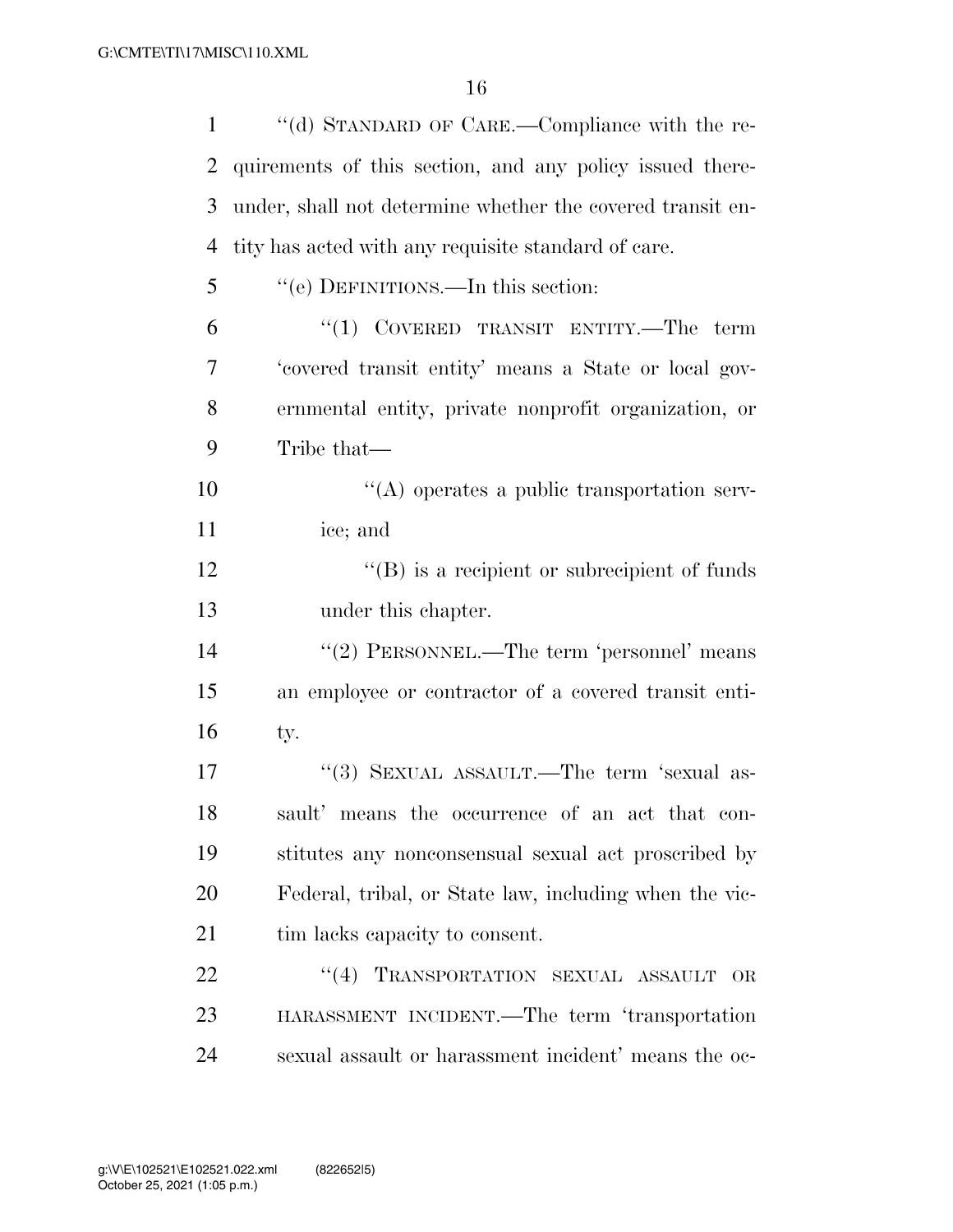"(d) STANDARD OF CARE.—Compliance with the requirements of this section, and any policy issued thereunder, shall not determine whether the covered transit entity has acted with any requisite standard of care.

"(e) DEFINITIONS.—In this section:

"(1) COVERED TRANSIT ENTITY.—The term 'covered transit entity' means a State or local governmental entity, private nonprofit organization, or Tribe that—

"(A) operates a public transportation service; and

"(B) is a recipient or subrecipient of funds under this chapter.

"(2) PERSONNEL.—The term 'personnel' means an employee or contractor of a covered transit entity.

"(3) SEXUAL ASSAULT.—The term 'sexual assault' means the occurrence of an act that constitutes any nonconsensual sexual act proscribed by Federal, tribal, or State law, including when the victim lacks capacity to consent.

"(4) TRANSPORTATION SEXUAL ASSAULT OR HARASSMENT INCIDENT.—The term 'transportation sexual assault or harassment incident' means the oc-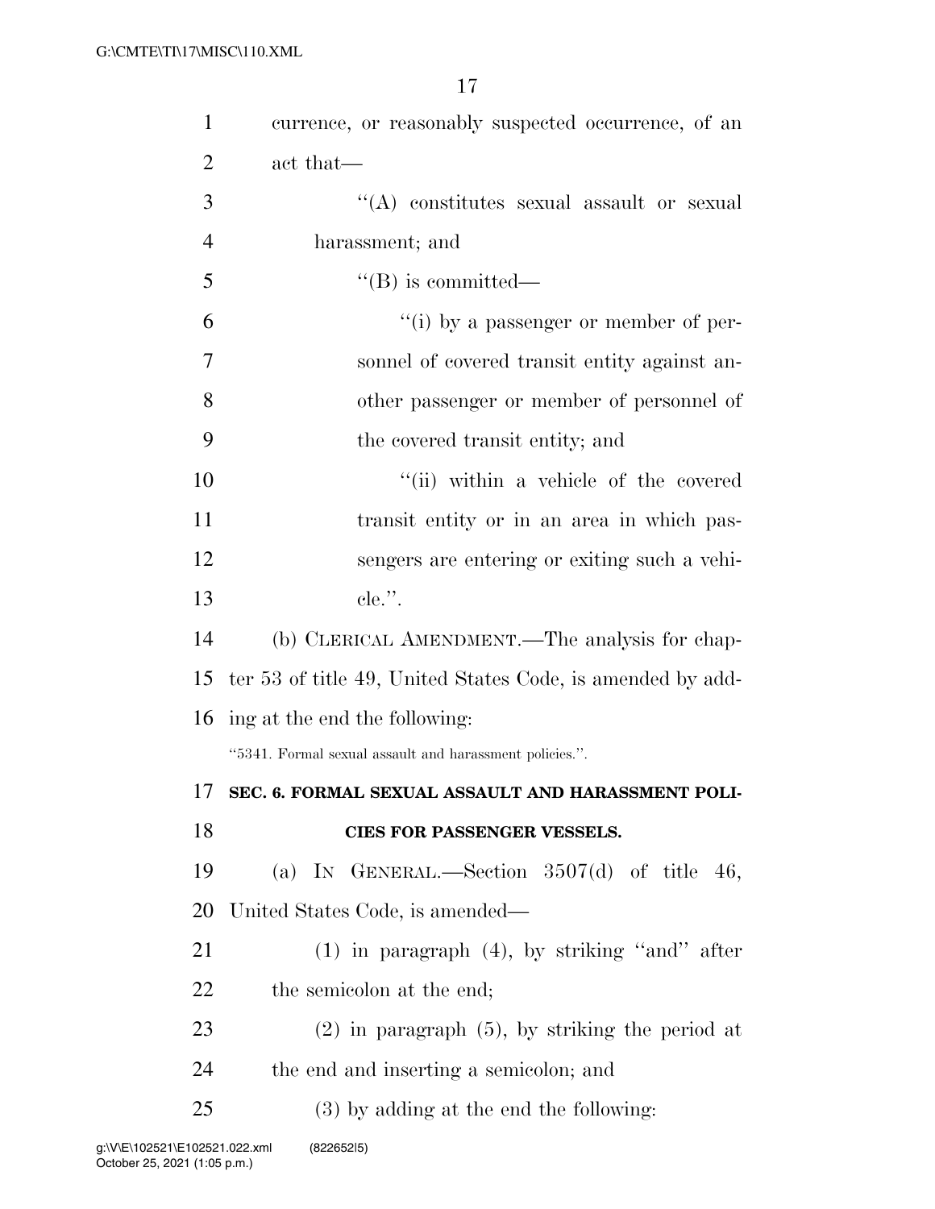currence, or reasonably suspected occurrence, of an act that—

''(A) constitutes sexual assault or sexual harassment; and

''(B) is committed—

''(i) by a passenger or member of personnel of covered transit entity against another passenger or member of personnel of the covered transit entity; and

''(ii) within a vehicle of the covered transit entity or in an area in which passengers are entering or exiting such a vehicle.''.

(b) CLERICAL AMENDMENT.—The analysis for chapter 53 of title 49, United States Code, is amended by adding at the end the following:

''5341. Formal sexual assault and harassment policies.''.

**SEC. 6. FORMAL SEXUAL ASSAULT AND HARASSMENT POLICIES FOR PASSENGER VESSELS.**

(a) IN GENERAL.—Section 3507(d) of title 46, United States Code, is amended—

(1) in paragraph (4), by striking ''and'' after the semicolon at the end;

(2) in paragraph (5), by striking the period at the end and inserting a semicolon; and

(3) by adding at the end the following: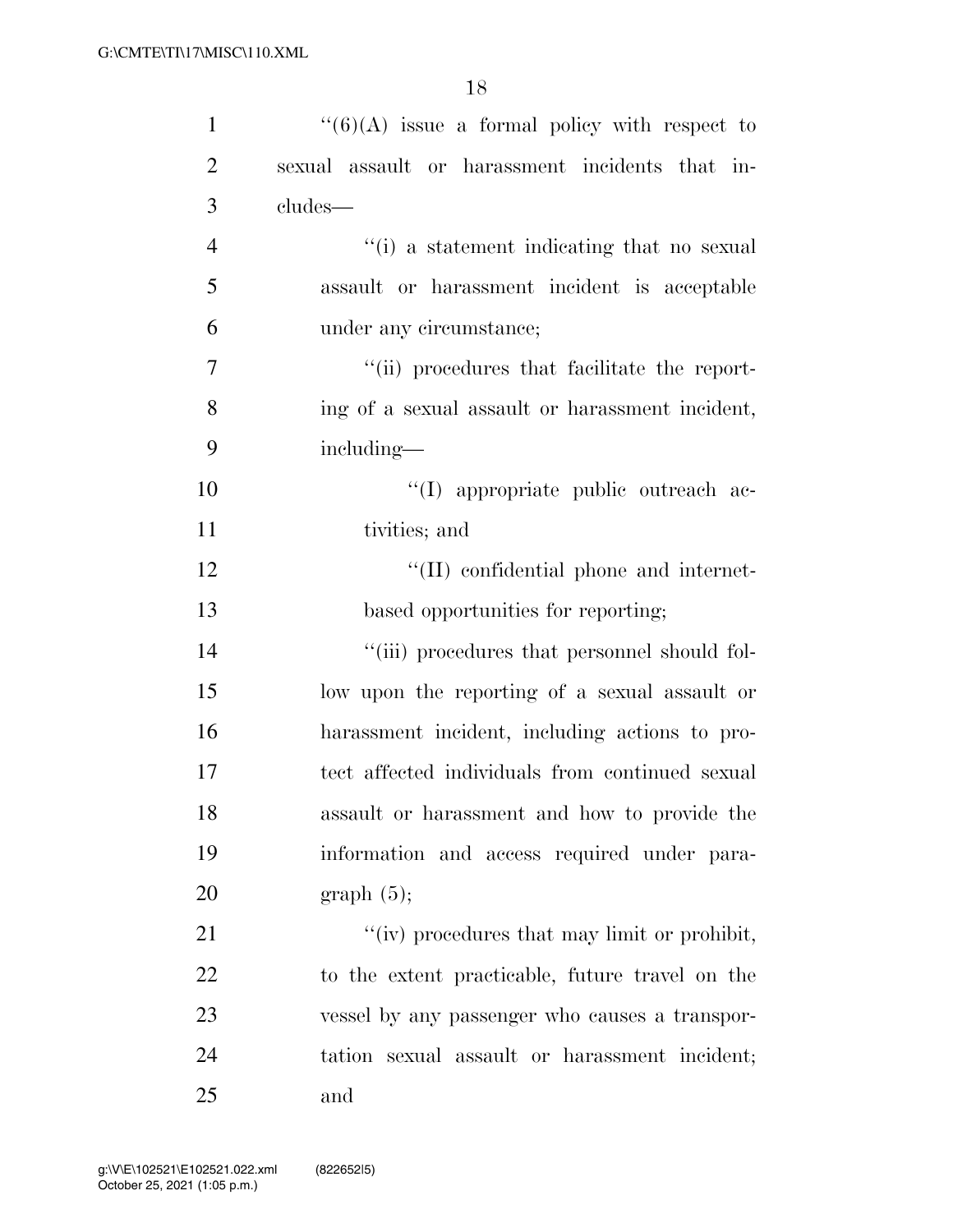"(6)(A) issue a formal policy with respect to sexual assault or harassment incidents that includes—

"(i) a statement indicating that no sexual assault or harassment incident is acceptable under any circumstance;

"(ii) procedures that facilitate the reporting of a sexual assault or harassment incident, including—

"(I) appropriate public outreach activities; and

"(II) confidential phone and internet-based opportunities for reporting;

"(iii) procedures that personnel should follow upon the reporting of a sexual assault or harassment incident, including actions to protect affected individuals from continued sexual assault or harassment and how to provide the information and access required under paragraph (5);

"(iv) procedures that may limit or prohibit, to the extent practicable, future travel on the vessel by any passenger who causes a transportation sexual assault or harassment incident; and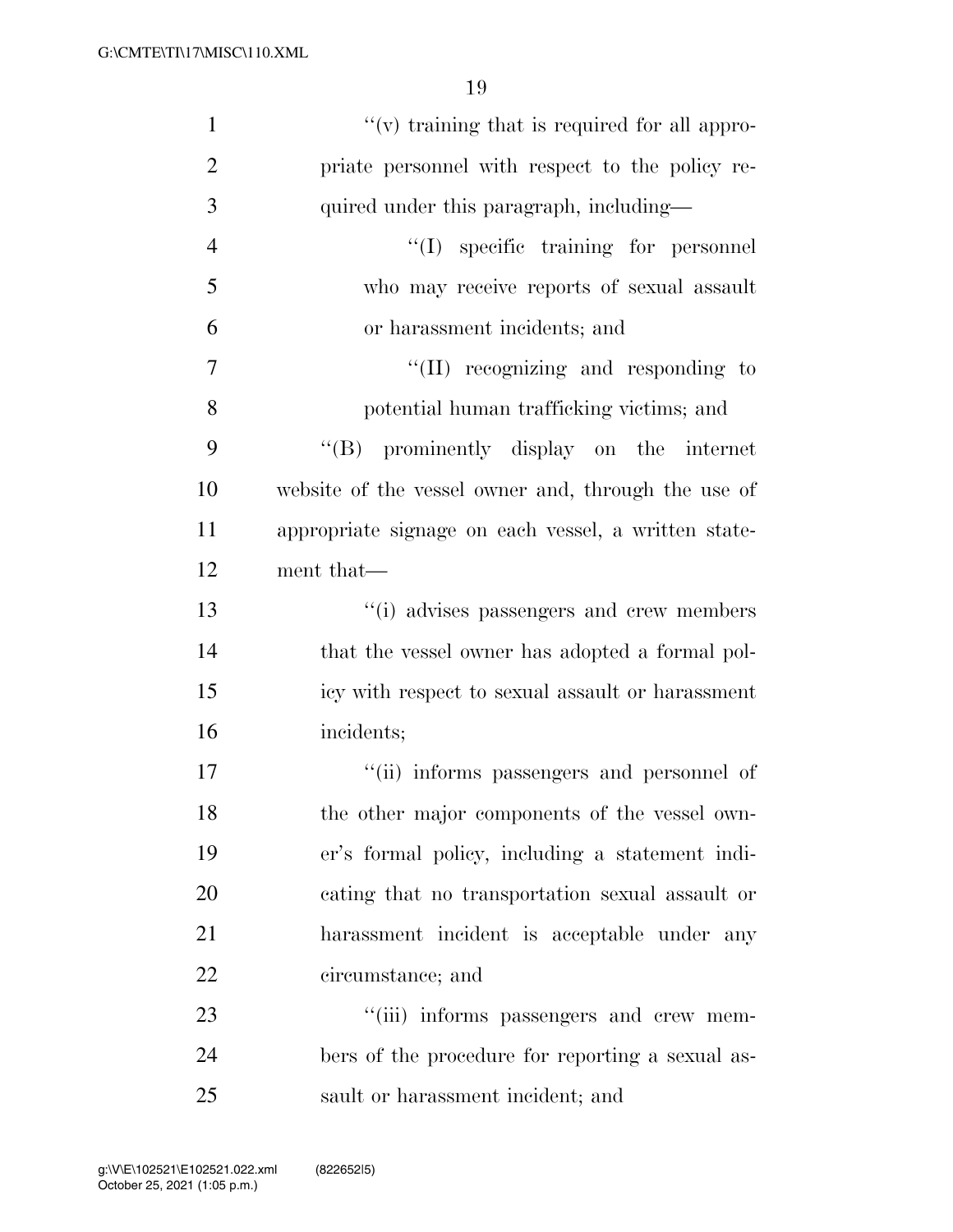"(v) training that is required for all appropriate personnel with respect to the policy required under this paragraph, including—

"(I) specific training for personnel who may receive reports of sexual assault or harassment incidents; and

"(II) recognizing and responding to potential human trafficking victims; and

"(B) prominently display on the internet website of the vessel owner and, through the use of appropriate signage on each vessel, a written statement that—

"(i) advises passengers and crew members that the vessel owner has adopted a formal policy with respect to sexual assault or harassment incidents;

"(ii) informs passengers and personnel of the other major components of the vessel owner's formal policy, including a statement indicating that no transportation sexual assault or harassment incident is acceptable under any circumstance; and

"(iii) informs passengers and crew members of the procedure for reporting a sexual assault or harassment incident; and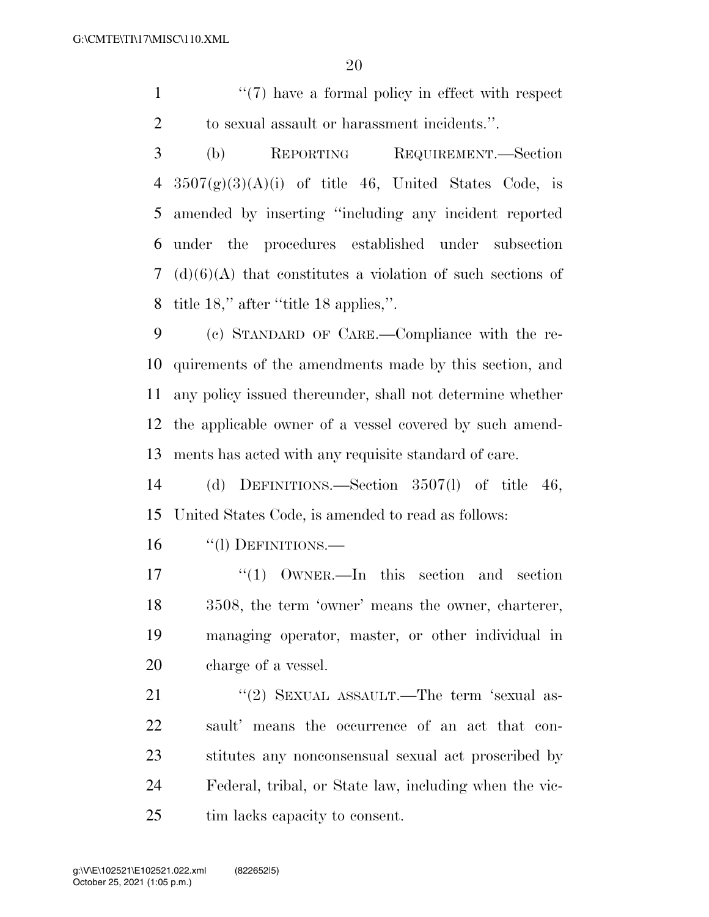"(7) have a formal policy in effect with respect to sexual assault or harassment incidents.".

(b) REPORTING REQUIREMENT.—Section 3507(g)(3)(A)(i) of title 46, United States Code, is amended by inserting "including any incident reported under the procedures established under subsection (d)(6)(A) that constitutes a violation of such sections of title 18," after "title 18 applies,".

(c) STANDARD OF CARE.—Compliance with the requirements of the amendments made by this section, and any policy issued thereunder, shall not determine whether the applicable owner of a vessel covered by such amendments has acted with any requisite standard of care.

(d) DEFINITIONS.—Section 3507(l) of title 46, United States Code, is amended to read as follows:

"(l) DEFINITIONS.—

"(1) OWNER.—In this section and section 3508, the term 'owner' means the owner, charterer, managing operator, master, or other individual in charge of a vessel.

"(2) SEXUAL ASSAULT.—The term 'sexual assault' means the occurrence of an act that constitutes any nonconsensual sexual act proscribed by Federal, tribal, or State law, including when the victim lacks capacity to consent.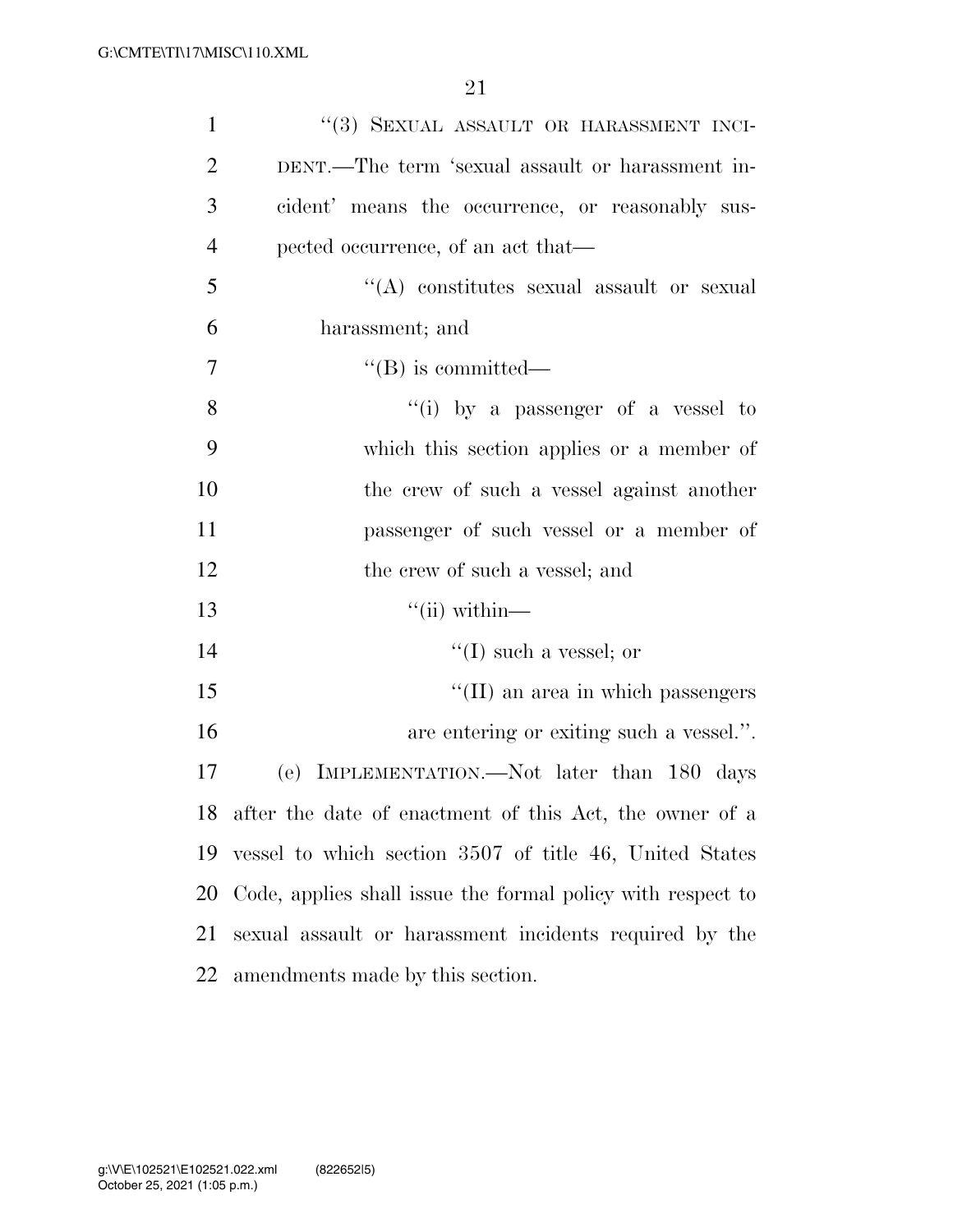"(3) SEXUAL ASSAULT OR HARASSMENT INCIDENT.—The term 'sexual assault or harassment incident' means the occurrence, or reasonably suspected occurrence, of an act that—

"(A) constitutes sexual assault or sexual harassment; and

"(B) is committed—

"(i) by a passenger of a vessel to which this section applies or a member of the crew of such a vessel against another passenger of such vessel or a member of the crew of such a vessel; and

"(ii) within—

"(I) such a vessel; or

"(II) an area in which passengers are entering or exiting such a vessel.".

(e) IMPLEMENTATION.—Not later than 180 days after the date of enactment of this Act, the owner of a vessel to which section 3507 of title 46, United States Code, applies shall issue the formal policy with respect to sexual assault or harassment incidents required by the amendments made by this section.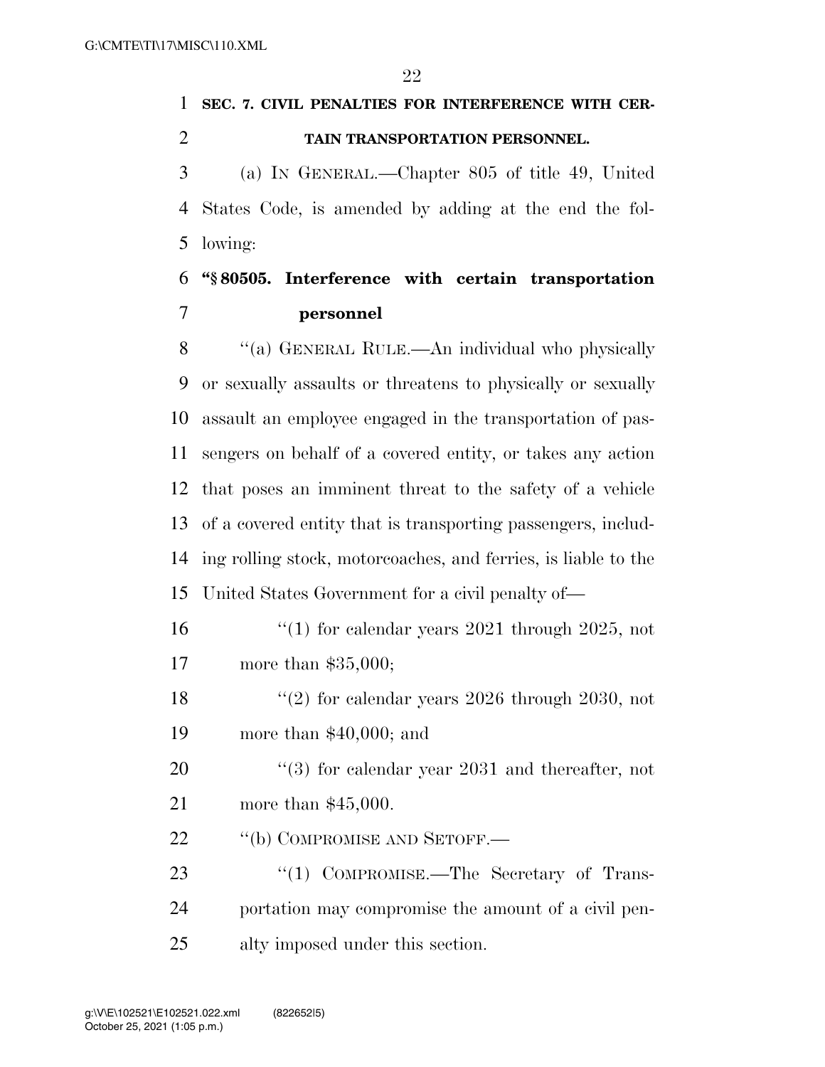**SEC. 7. CIVIL PENALTIES FOR INTERFERENCE WITH CERTAIN TRANSPORTATION PERSONNEL.**

(a) IN GENERAL.—Chapter 805 of title 49, United States Code, is amended by adding at the end the following:

**"§ 80505. Interference with certain transportation personnel**

"(a) GENERAL RULE.—An individual who physically or sexually assaults or threatens to physically or sexually assault an employee engaged in the transportation of passengers on behalf of a covered entity, or takes any action that poses an imminent threat to the safety of a vehicle of a covered entity that is transporting passengers, including rolling stock, motorcoaches, and ferries, is liable to the United States Government for a civil penalty of—

"(1) for calendar years 2021 through 2025, not more than $35,000;

"(2) for calendar years 2026 through 2030, not more than $40,000; and

"(3) for calendar year 2031 and thereafter, not more than $45,000.

"(b) COMPROMISE AND SETOFF.—

"(1) COMPROMISE.—The Secretary of Transportation may compromise the amount of a civil penalty imposed under this section.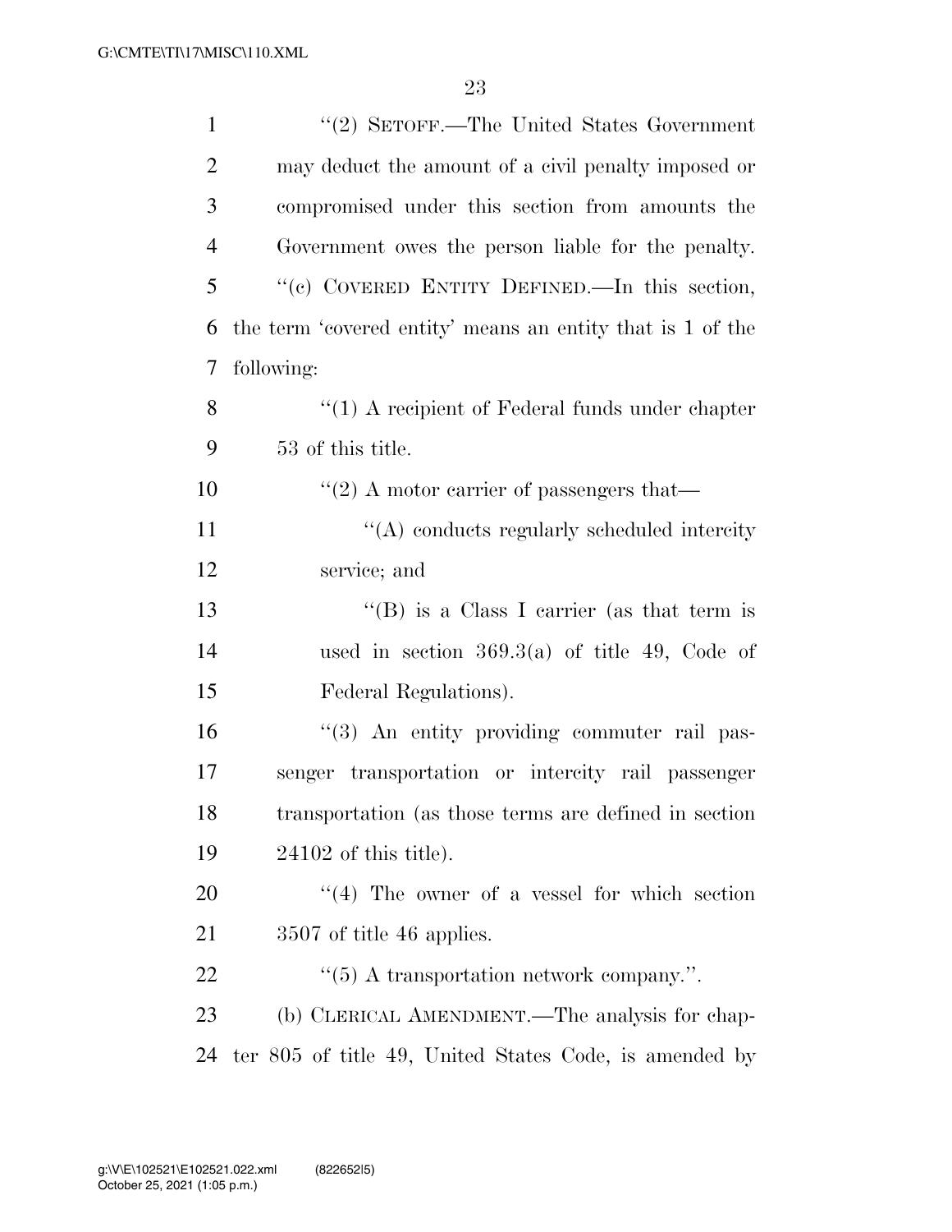"(2) SETOFF.—The United States Government may deduct the amount of a civil penalty imposed or compromised under this section from amounts the Government owes the person liable for the penalty.

"(c) COVERED ENTITY DEFINED.—In this section, the term 'covered entity' means an entity that is 1 of the following:

"(1) A recipient of Federal funds under chapter 53 of this title.

"(2) A motor carrier of passengers that—

"(A) conducts regularly scheduled intercity service; and

"(B) is a Class I carrier (as that term is used in section 369.3(a) of title 49, Code of Federal Regulations).

"(3) An entity providing commuter rail passenger transportation or intercity rail passenger transportation (as those terms are defined in section 24102 of this title).

"(4) The owner of a vessel for which section 3507 of title 46 applies.

"(5) A transportation network company.".

(b) CLERICAL AMENDMENT.—The analysis for chapter 805 of title 49, United States Code, is amended by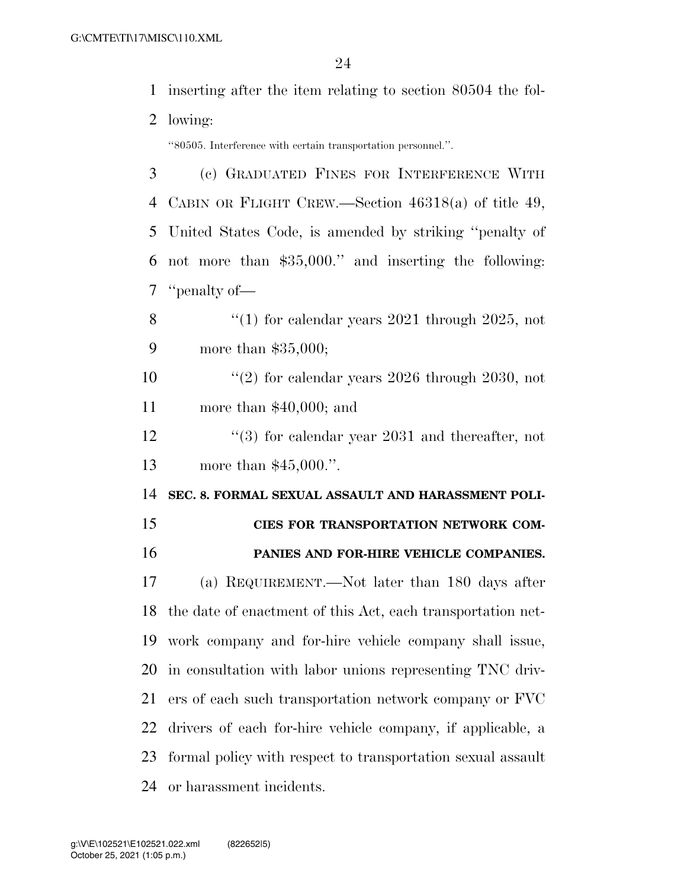inserting after the item relating to section 80504 the following:

"80505. Interference with certain transportation personnel.".

(c) GRADUATED FINES FOR INTERFERENCE WITH CABIN OR FLIGHT CREW.—Section 46318(a) of title 49, United States Code, is amended by striking "penalty of not more than $35,000." and inserting the following: "penalty of—

"(1) for calendar years 2021 through 2025, not more than $35,000;

"(2) for calendar years 2026 through 2030, not more than $40,000; and

"(3) for calendar year 2031 and thereafter, not more than $45,000.".

**SEC. 8. FORMAL SEXUAL ASSAULT AND HARASSMENT POLICIES FOR TRANSPORTATION NETWORK COMPANIES AND FOR-HIRE VEHICLE COMPANIES.**

(a) REQUIREMENT.—Not later than 180 days after the date of enactment of this Act, each transportation network company and for-hire vehicle company shall issue, in consultation with labor unions representing TNC drivers of each such transportation network company or FVC drivers of each for-hire vehicle company, if applicable, a formal policy with respect to transportation sexual assault or harassment incidents.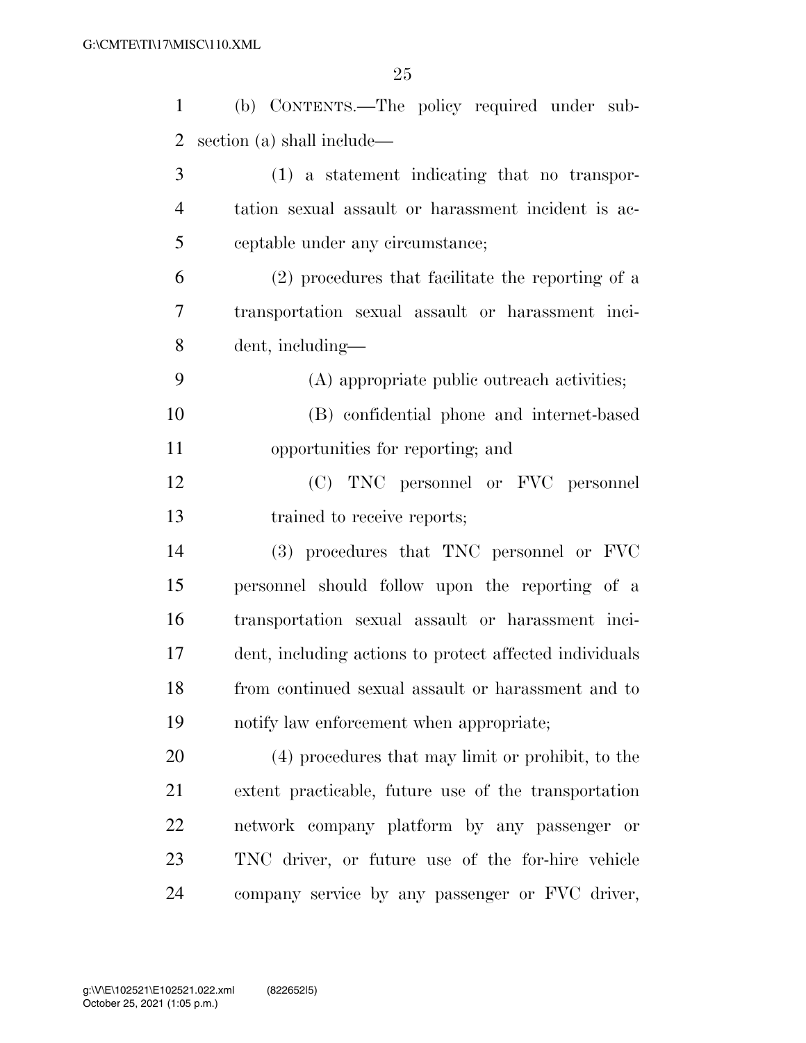(b) CONTENTS.—The policy required under subsection (a) shall include—

(1) a statement indicating that no transportation sexual assault or harassment incident is acceptable under any circumstance;

(2) procedures that facilitate the reporting of a transportation sexual assault or harassment incident, including—

(A) appropriate public outreach activities;

(B) confidential phone and internet-based opportunities for reporting; and

(C) TNC personnel or FVC personnel trained to receive reports;

(3) procedures that TNC personnel or FVC personnel should follow upon the reporting of a transportation sexual assault or harassment incident, including actions to protect affected individuals from continued sexual assault or harassment and to notify law enforcement when appropriate;

(4) procedures that may limit or prohibit, to the extent practicable, future use of the transportation network company platform by any passenger or TNC driver, or future use of the for-hire vehicle company service by any passenger or FVC driver,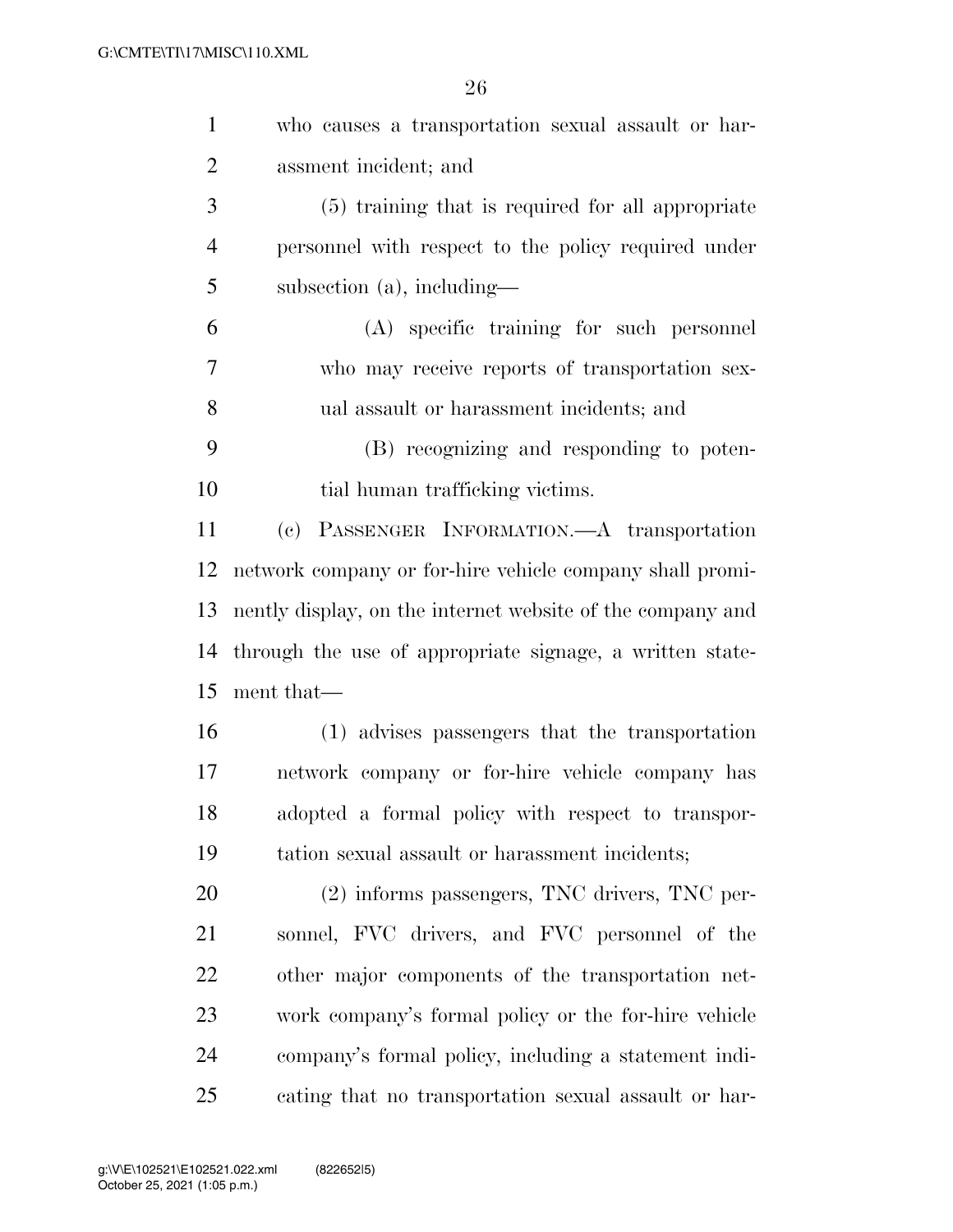who causes a transportation sexual assault or harassment incident; and

(5) training that is required for all appropriate personnel with respect to the policy required under subsection (a), including—

(A) specific training for such personnel who may receive reports of transportation sexual assault or harassment incidents; and

(B) recognizing and responding to potential human trafficking victims.

(c) PASSENGER INFORMATION.—A transportation network company or for-hire vehicle company shall prominently display, on the internet website of the company and through the use of appropriate signage, a written statement that—

(1) advises passengers that the transportation network company or for-hire vehicle company has adopted a formal policy with respect to transportation sexual assault or harassment incidents;

(2) informs passengers, TNC drivers, TNC personnel, FVC drivers, and FVC personnel of the other major components of the transportation network company's formal policy or the for-hire vehicle company's formal policy, including a statement indicating that no transportation sexual assault or har-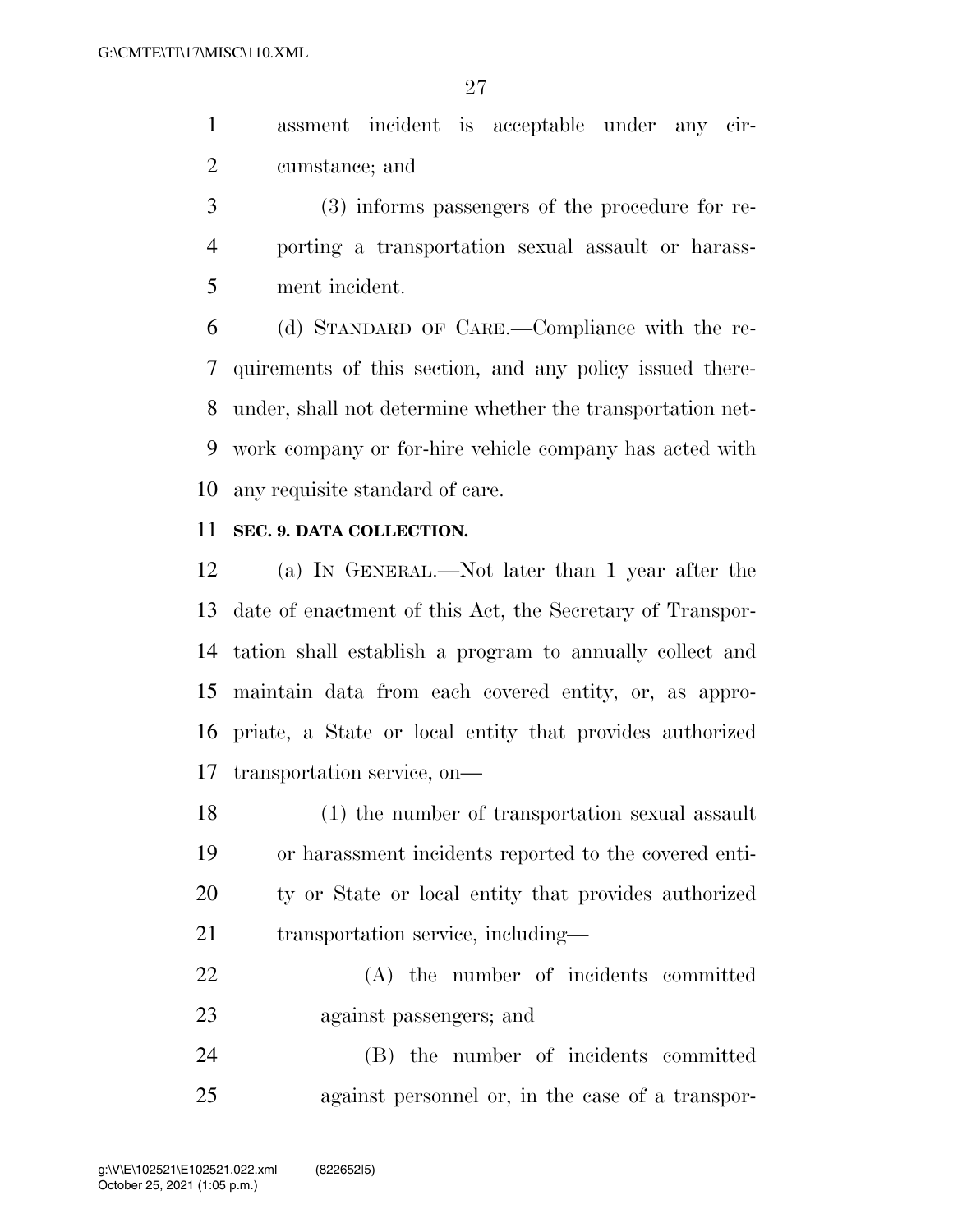assment incident is acceptable under any circumstance; and

(3) informs passengers of the procedure for reporting a transportation sexual assault or harassment incident.

(d) STANDARD OF CARE.—Compliance with the requirements of this section, and any policy issued thereunder, shall not determine whether the transportation network company or for-hire vehicle company has acted with any requisite standard of care.

**SEC. 9. DATA COLLECTION.**

(a) IN GENERAL.—Not later than 1 year after the date of enactment of this Act, the Secretary of Transportation shall establish a program to annually collect and maintain data from each covered entity, or, as appropriate, a State or local entity that provides authorized transportation service, on—

(1) the number of transportation sexual assault or harassment incidents reported to the covered entity or State or local entity that provides authorized transportation service, including—

(A) the number of incidents committed against passengers; and

(B) the number of incidents committed against personnel or, in the case of a transpor-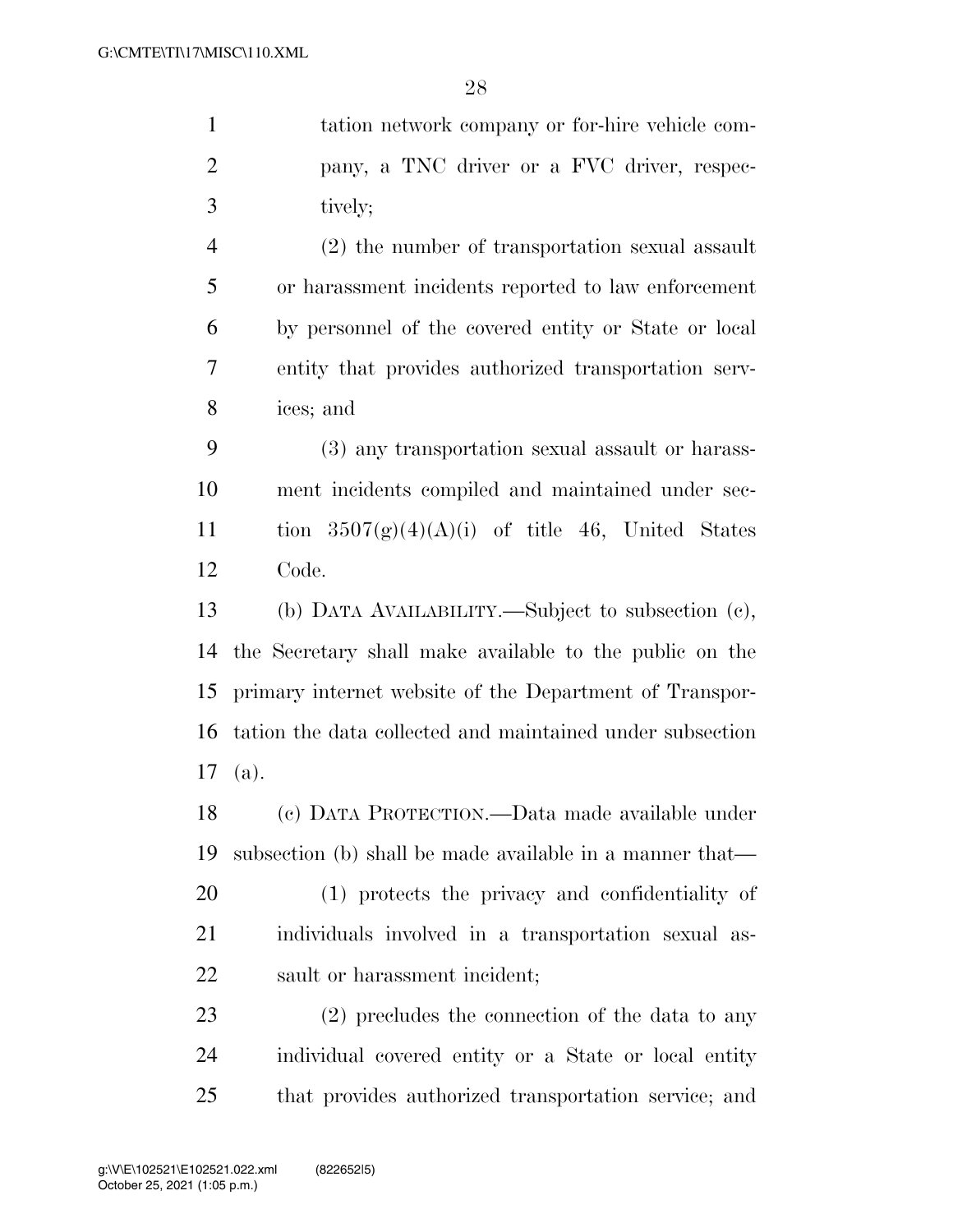tation network company or for-hire vehicle company, a TNC driver or a FVC driver, respectively;

(2) the number of transportation sexual assault or harassment incidents reported to law enforcement by personnel of the covered entity or State or local entity that provides authorized transportation services; and

(3) any transportation sexual assault or harassment incidents compiled and maintained under section 3507(g)(4)(A)(i) of title 46, United States Code.

(b) DATA AVAILABILITY.—Subject to subsection (c), the Secretary shall make available to the public on the primary internet website of the Department of Transportation the data collected and maintained under subsection (a).

(c) DATA PROTECTION.—Data made available under subsection (b) shall be made available in a manner that—

(1) protects the privacy and confidentiality of individuals involved in a transportation sexual assault or harassment incident;

(2) precludes the connection of the data to any individual covered entity or a State or local entity that provides authorized transportation service; and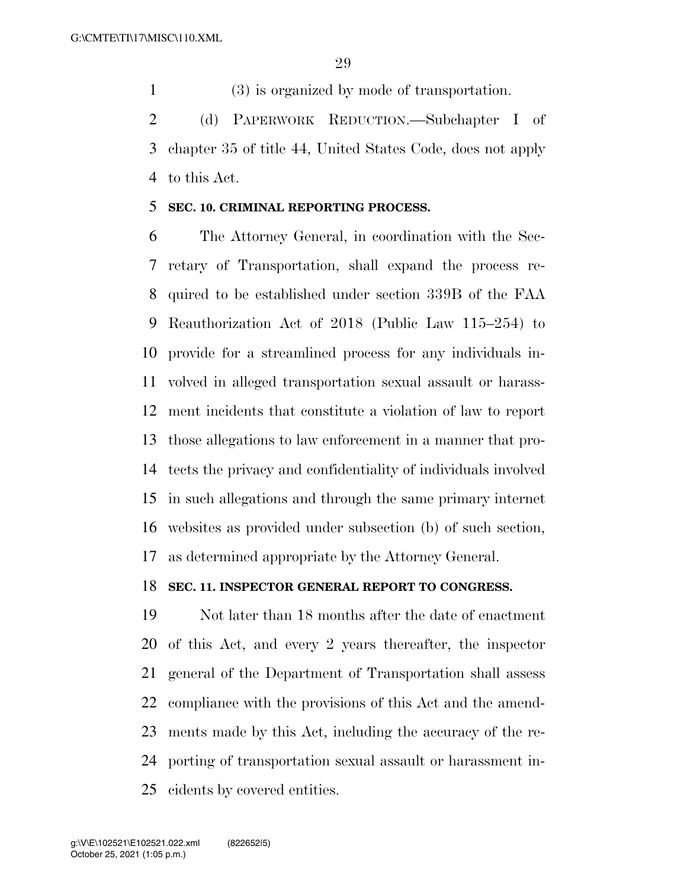(3) is organized by mode of transportation.

(d) PAPERWORK REDUCTION.—Subchapter I of chapter 35 of title 44, United States Code, does not apply to this Act.

### SEC. 10. CRIMINAL REPORTING PROCESS.

The Attorney General, in coordination with the Secretary of Transportation, shall expand the process required to be established under section 339B of the FAA Reauthorization Act of 2018 (Public Law 115–254) to provide for a streamlined process for any individuals involved in alleged transportation sexual assault or harassment incidents that constitute a violation of law to report those allegations to law enforcement in a manner that protects the privacy and confidentiality of individuals involved in such allegations and through the same primary internet websites as provided under subsection (b) of such section, as determined appropriate by the Attorney General.

### SEC. 11. INSPECTOR GENERAL REPORT TO CONGRESS.

Not later than 18 months after the date of enactment of this Act, and every 2 years thereafter, the inspector general of the Department of Transportation shall assess compliance with the provisions of this Act and the amendments made by this Act, including the accuracy of the reporting of transportation sexual assault or harassment incidents by covered entities.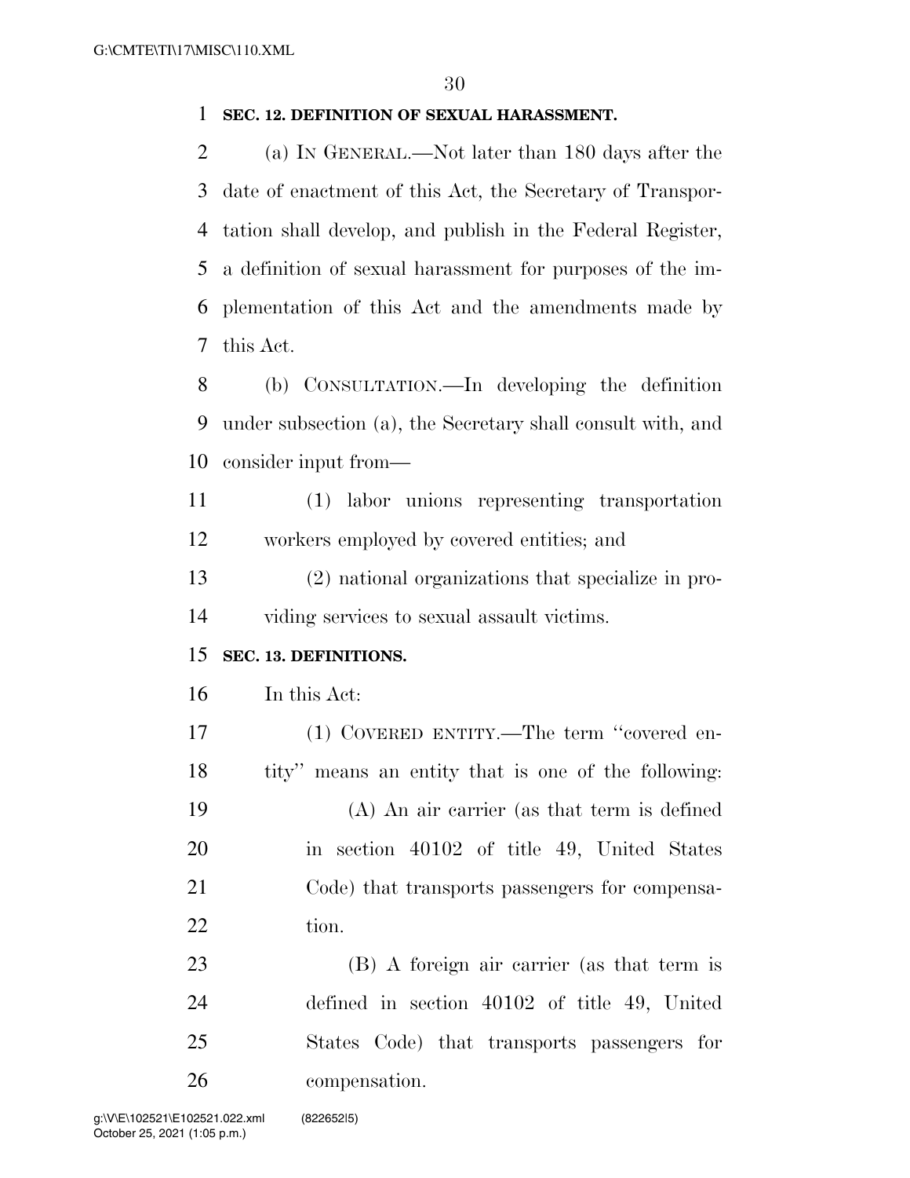**SEC. 12. DEFINITION OF SEXUAL HARASSMENT.**

(a) IN GENERAL.—Not later than 180 days after the date of enactment of this Act, the Secretary of Transportation shall develop, and publish in the Federal Register, a definition of sexual harassment for purposes of the implementation of this Act and the amendments made by this Act.

(b) CONSULTATION.—In developing the definition under subsection (a), the Secretary shall consult with, and consider input from—

(1) labor unions representing transportation workers employed by covered entities; and

(2) national organizations that specialize in providing services to sexual assault victims.

**SEC. 13. DEFINITIONS.**

In this Act:

(1) COVERED ENTITY.—The term "covered entity" means an entity that is one of the following:

(A) An air carrier (as that term is defined in section 40102 of title 49, United States Code) that transports passengers for compensation.

(B) A foreign air carrier (as that term is defined in section 40102 of title 49, United States Code) that transports passengers for compensation.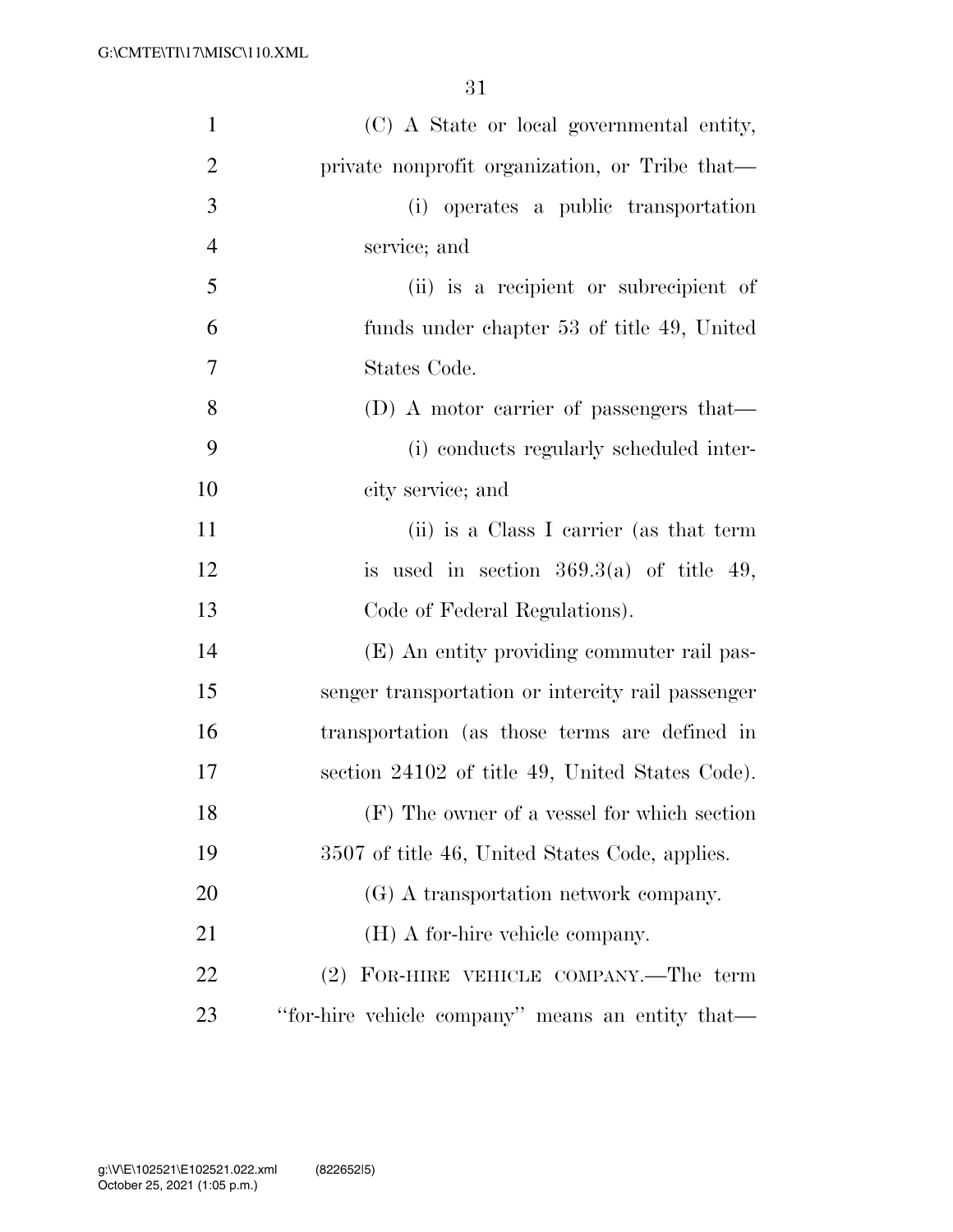(C) A State or local governmental entity, private nonprofit organization, or Tribe that—

(i) operates a public transportation service; and

(ii) is a recipient or subrecipient of funds under chapter 53 of title 49, United States Code.

(D) A motor carrier of passengers that—

(i) conducts regularly scheduled intercity service; and

(ii) is a Class I carrier (as that term is used in section 369.3(a) of title 49, Code of Federal Regulations).

(E) An entity providing commuter rail passenger transportation or intercity rail passenger transportation (as those terms are defined in section 24102 of title 49, United States Code).

(F) The owner of a vessel for which section 3507 of title 46, United States Code, applies.

(G) A transportation network company.

(H) A for-hire vehicle company.

(2) FOR-HIRE VEHICLE COMPANY.—The term "for-hire vehicle company" means an entity that—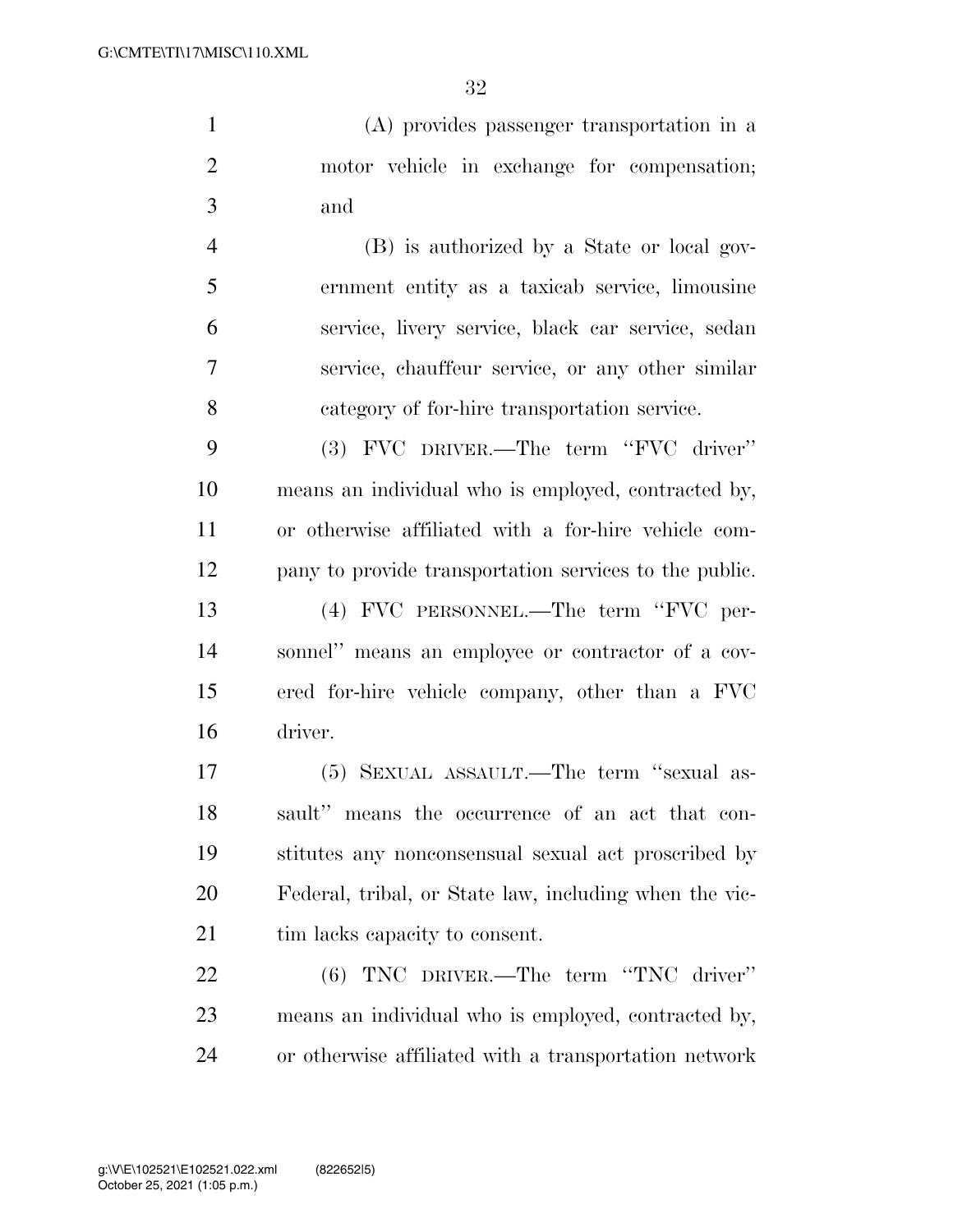(A) provides passenger transportation in a motor vehicle in exchange for compensation; and

(B) is authorized by a State or local government entity as a taxicab service, limousine service, livery service, black car service, sedan service, chauffeur service, or any other similar category of for-hire transportation service.

(3) FVC DRIVER.—The term ''FVC driver'' means an individual who is employed, contracted by, or otherwise affiliated with a for-hire vehicle company to provide transportation services to the public.

(4) FVC PERSONNEL.—The term ''FVC personnel'' means an employee or contractor of a covered for-hire vehicle company, other than a FVC driver.

(5) SEXUAL ASSAULT.—The term ''sexual assault'' means the occurrence of an act that constitutes any nonconsensual sexual act proscribed by Federal, tribal, or State law, including when the victim lacks capacity to consent.

(6) TNC DRIVER.—The term ''TNC driver'' means an individual who is employed, contracted by, or otherwise affiliated with a transportation network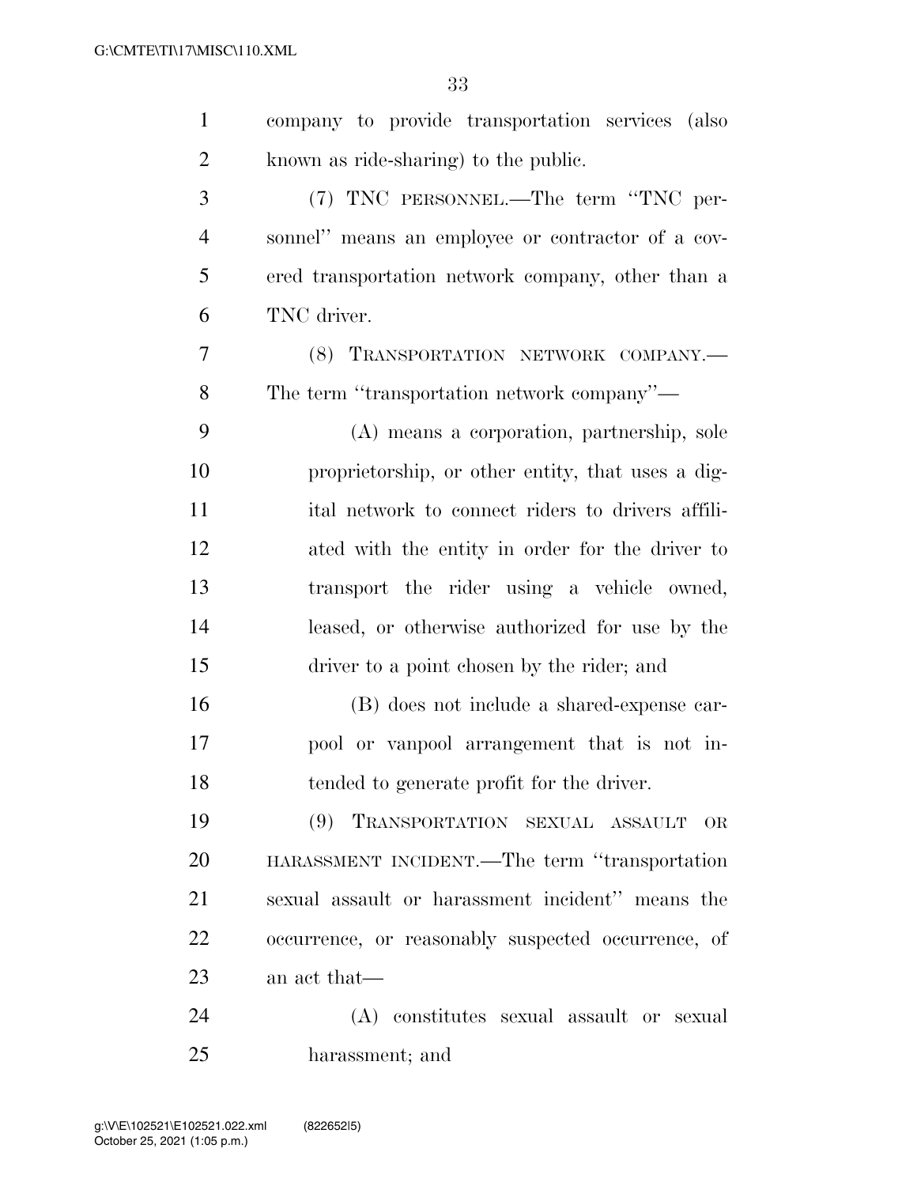company to provide transportation services (also known as ride-sharing) to the public.

(7) TNC PERSONNEL.—The term "TNC personnel" means an employee or contractor of a covered transportation network company, other than a TNC driver.

(8) TRANSPORTATION NETWORK COMPANY.—The term "transportation network company"—

(A) means a corporation, partnership, sole proprietorship, or other entity, that uses a digital network to connect riders to drivers affiliated with the entity in order for the driver to transport the rider using a vehicle owned, leased, or otherwise authorized for use by the driver to a point chosen by the rider; and

(B) does not include a shared-expense carpool or vanpool arrangement that is not intended to generate profit for the driver.

(9) TRANSPORTATION SEXUAL ASSAULT OR HARASSMENT INCIDENT.—The term "transportation sexual assault or harassment incident" means the occurrence, or reasonably suspected occurrence, of an act that—

(A) constitutes sexual assault or sexual harassment; and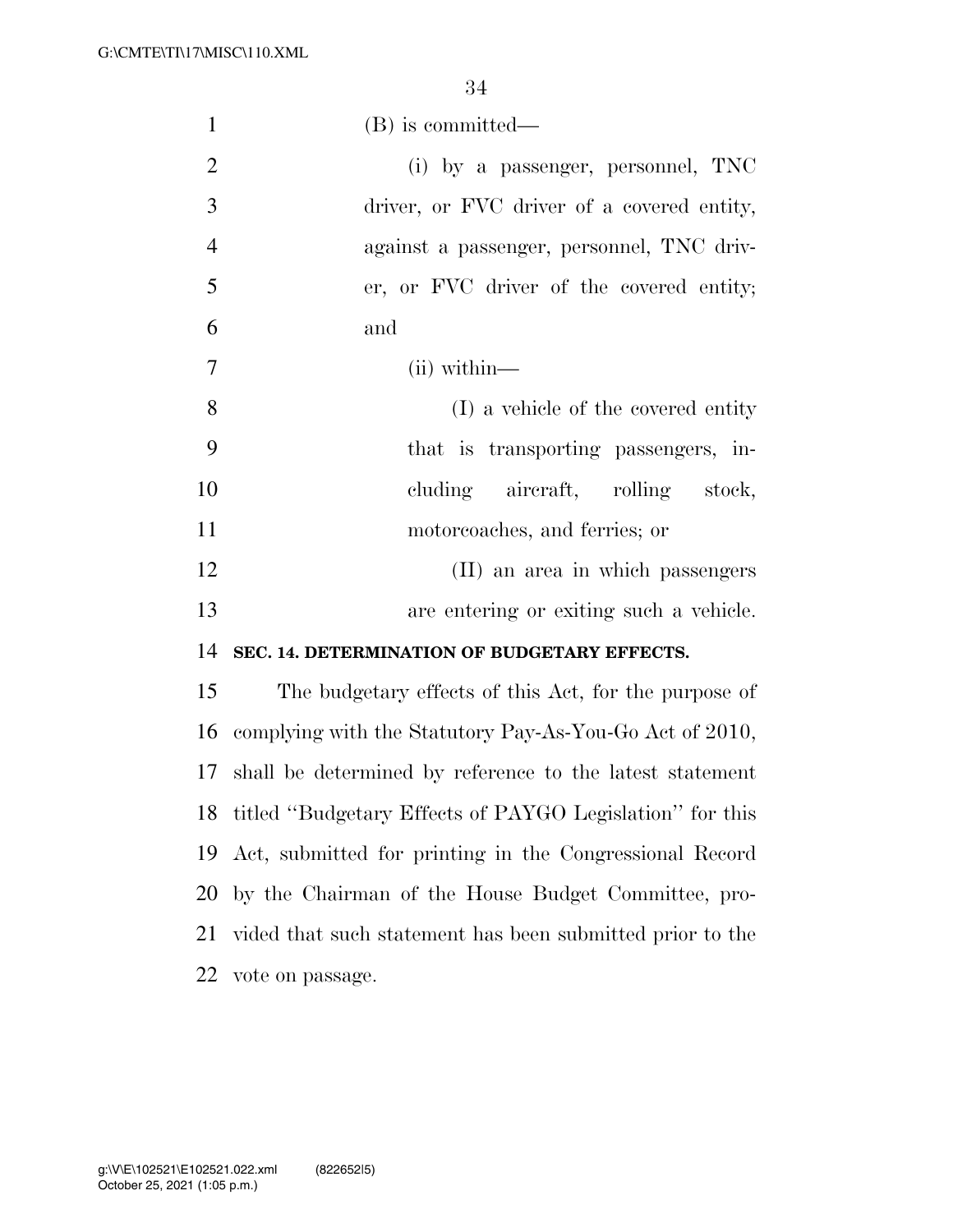(B) is committed—

(i) by a passenger, personnel, TNC driver, or FVC driver of a covered entity, against a passenger, personnel, TNC driver, or FVC driver of the covered entity; and

(ii) within—

(I) a vehicle of the covered entity that is transporting passengers, including aircraft, rolling stock, motorcoaches, and ferries; or

(II) an area in which passengers are entering or exiting such a vehicle.

**SEC. 14. DETERMINATION OF BUDGETARY EFFECTS.**

The budgetary effects of this Act, for the purpose of complying with the Statutory Pay-As-You-Go Act of 2010, shall be determined by reference to the latest statement titled "Budgetary Effects of PAYGO Legislation" for this Act, submitted for printing in the Congressional Record by the Chairman of the House Budget Committee, provided that such statement has been submitted prior to the vote on passage.